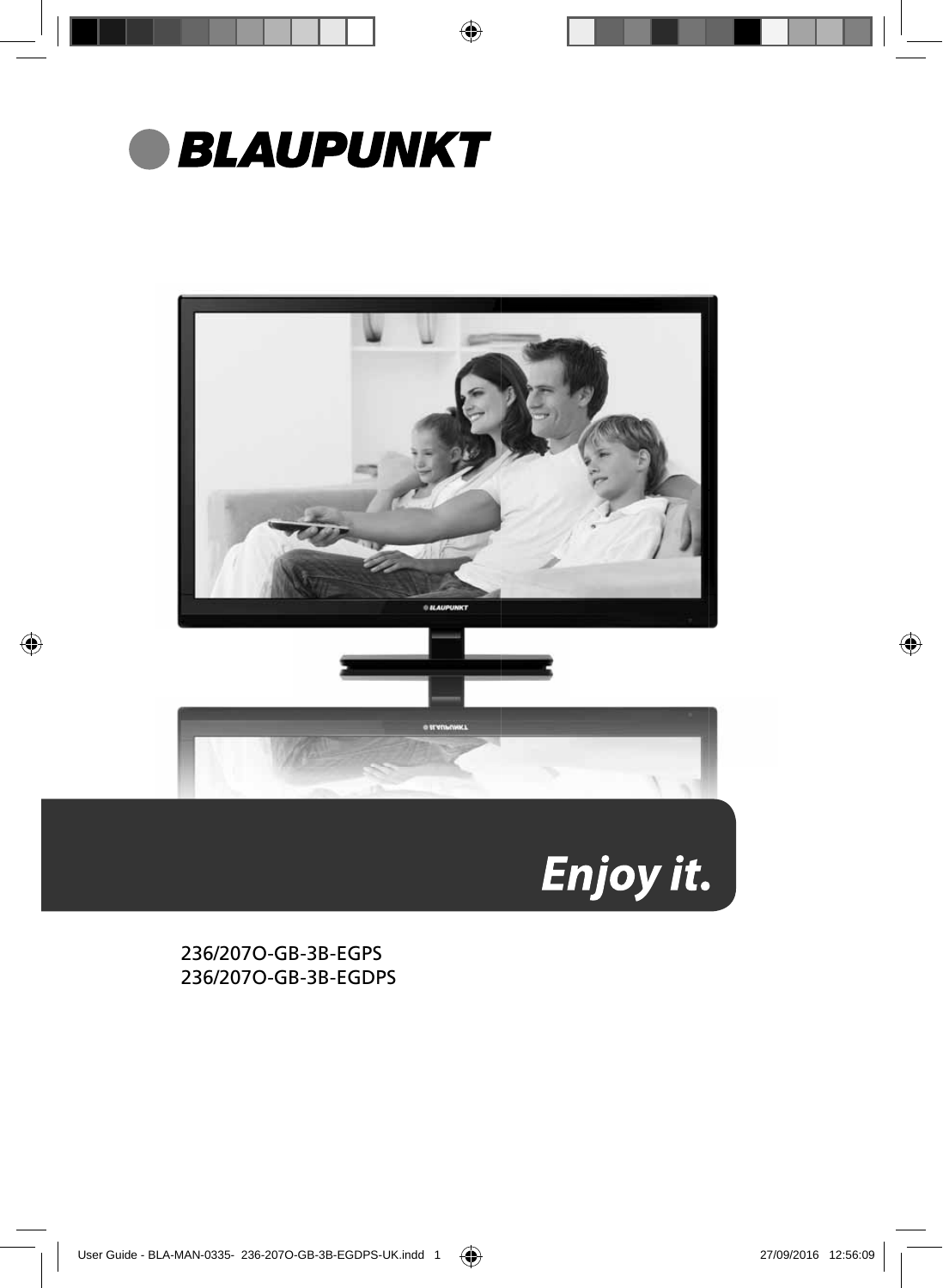# BLAUPUNKT

*Enjoy it.*

236/207O-GB-3B-EGPS
236/207O-GB-3B-EGDPS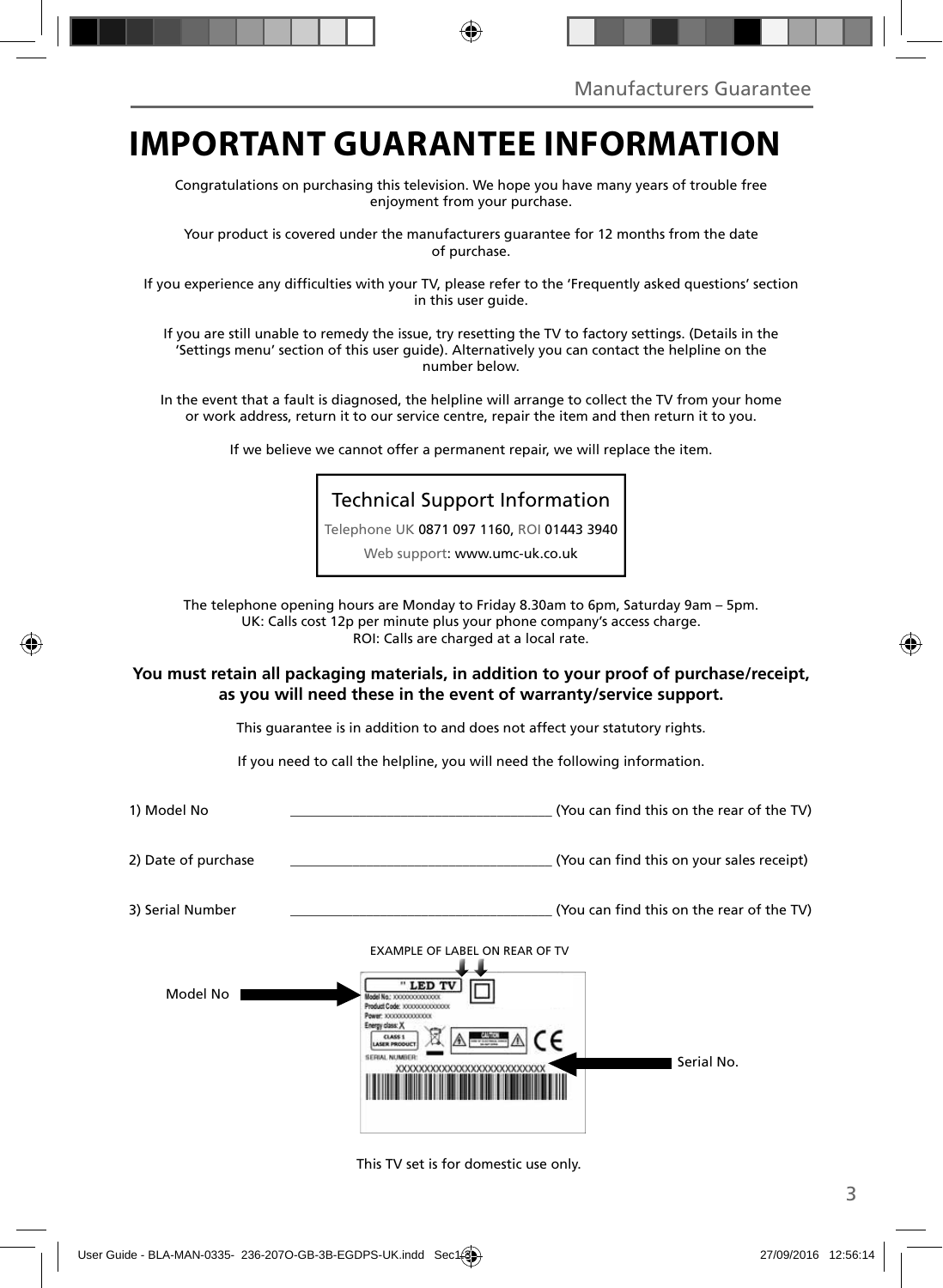# IMPORTANT GUARANTEE INFORMATION

Congratulations on purchasing this television. We hope you have many years of trouble free enjoyment from your purchase.

Your product is covered under the manufacturers guarantee for 12 months from the date of purchase.

If you experience any difficulties with your TV, please refer to the 'Frequently asked questions' section in this user guide.

If you are still unable to remedy the issue, try resetting the TV to factory settings. (Details in the 'Settings menu' section of this user guide). Alternatively you can contact the helpline on the number below.

In the event that a fault is diagnosed, the helpline will arrange to collect the TV from your home or work address, return it to our service centre, repair the item and then return it to you.

If we believe we cannot offer a permanent repair, we will replace the item.

**Technical Support Information**

Telephone UK 0871 097 1160, ROI 01443 3940

Web support: www.umc-uk.co.uk

The telephone opening hours are Monday to Friday 8.30am to 6pm, Saturday 9am – 5pm.
UK: Calls cost 12p per minute plus your phone company's access charge.
ROI: Calls are charged at a local rate.

**You must retain all packaging materials, in addition to your proof of purchase/receipt, as you will need these in the event of warranty/service support.**

This guarantee is in addition to and does not affect your statutory rights.

If you need to call the helpline, you will need the following information.

1) Model No \_\_\_\_\_\_\_\_\_\_\_\_\_\_\_\_\_\_\_\_\_\_\_\_\_\_\_\_ (You can find this on the rear of the TV)

2) Date of purchase \_\_\_\_\_\_\_\_\_\_\_\_\_\_\_\_\_\_\_\_\_\_\_\_\_\_\_\_ (You can find this on your sales receipt)

3) Serial Number \_\_\_\_\_\_\_\_\_\_\_\_\_\_\_\_\_\_\_\_\_\_\_\_\_\_\_\_ (You can find this on the rear of the TV)

EXAMPLE OF LABEL ON REAR OF TV

Model No

Serial No.

This TV set is for domestic use only.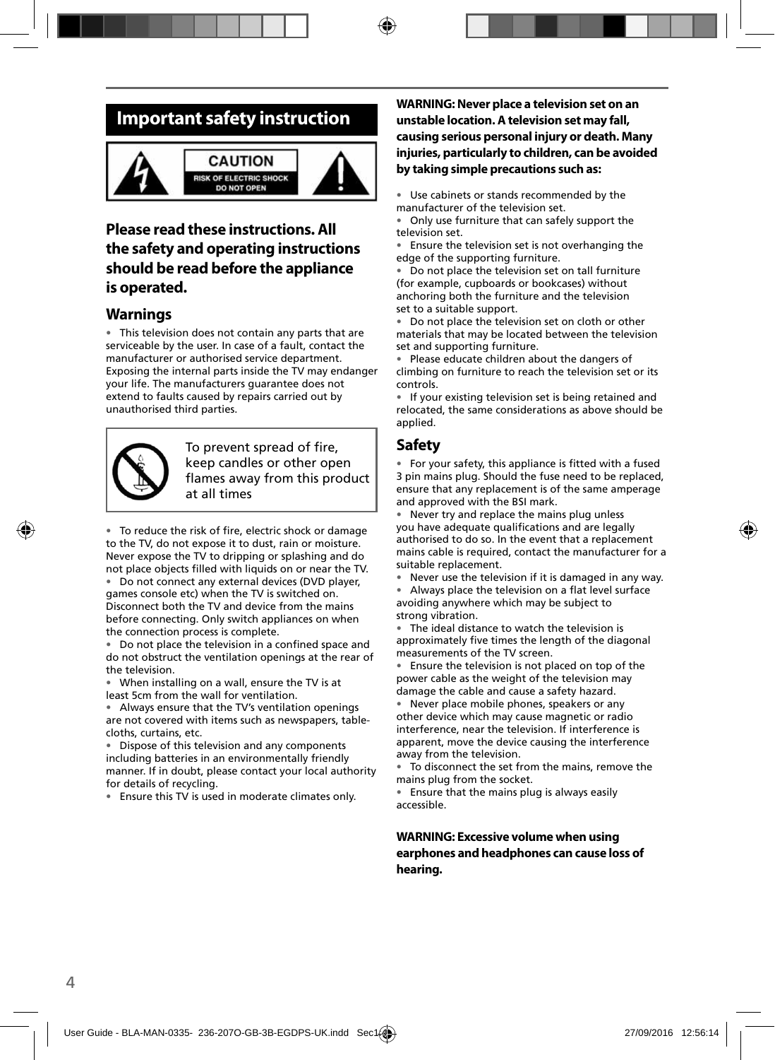# Important safety instruction

CAUTION
RISK OF ELECTRIC SHOCK
DO NOT OPEN

## Please read these instructions. All the safety and operating instructions should be read before the appliance is operated.

### Warnings

- This television does not contain any parts that are serviceable by the user. In case of a fault, contact the manufacturer or authorised service department. Exposing the internal parts inside the TV may endanger your life. The manufacturers guarantee does not extend to faults caused by repairs carried out by unauthorised third parties.

To prevent spread of fire, keep candles or other open flames away from this product at all times

- To reduce the risk of fire, electric shock or damage to the TV, do not expose it to dust, rain or moisture. Never expose the TV to dripping or splashing and do not place objects filled with liquids on or near the TV.
- Do not connect any external devices (DVD player, games console etc) when the TV is switched on. Disconnect both the TV and device from the mains before connecting. Only switch appliances on when the connection process is complete.
- Do not place the television in a confined space and do not obstruct the ventilation openings at the rear of the television.
- When installing on a wall, ensure the TV is at least 5cm from the wall for ventilation.
- Always ensure that the TV's ventilation openings are not covered with items such as newspapers, table-cloths, curtains, etc.
- Dispose of this television and any components including batteries in an environmentally friendly manner. If in doubt, please contact your local authority for details of recycling.
- Ensure this TV is used in moderate climates only.

**WARNING: Never place a television set on an unstable location. A television set may fall, causing serious personal injury or death. Many injuries, particularly to children, can be avoided by taking simple precautions such as:**

- Use cabinets or stands recommended by the manufacturer of the television set.
- Only use furniture that can safely support the television set.
- Ensure the television set is not overhanging the edge of the supporting furniture.
- Do not place the television set on tall furniture (for example, cupboards or bookcases) without anchoring both the furniture and the television set to a suitable support.
- Do not place the television set on cloth or other materials that may be located between the television set and supporting furniture.
- Please educate children about the dangers of climbing on furniture to reach the television set or its controls.
- If your existing television set is being retained and relocated, the same considerations as above should be applied.

### Safety

- For your safety, this appliance is fitted with a fused 3 pin mains plug. Should the fuse need to be replaced, ensure that any replacement is of the same amperage and approved with the BSI mark.
- Never try and replace the mains plug unless you have adequate qualifications and are legally authorised to do so. In the event that a replacement mains cable is required, contact the manufacturer for a suitable replacement.
- Never use the television if it is damaged in any way.
- Always place the television on a flat level surface avoiding anywhere which may be subject to strong vibration.
- The ideal distance to watch the television is approximately five times the length of the diagonal measurements of the TV screen.
- Ensure the television is not placed on top of the power cable as the weight of the television may damage the cable and cause a safety hazard.
- Never place mobile phones, speakers or any other device which may cause magnetic or radio interference, near the television. If interference is apparent, move the device causing the interference away from the television.
- To disconnect the set from the mains, remove the mains plug from the socket.
- Ensure that the mains plug is always easily accessible.

**WARNING: Excessive volume when using earphones and headphones can cause loss of hearing.**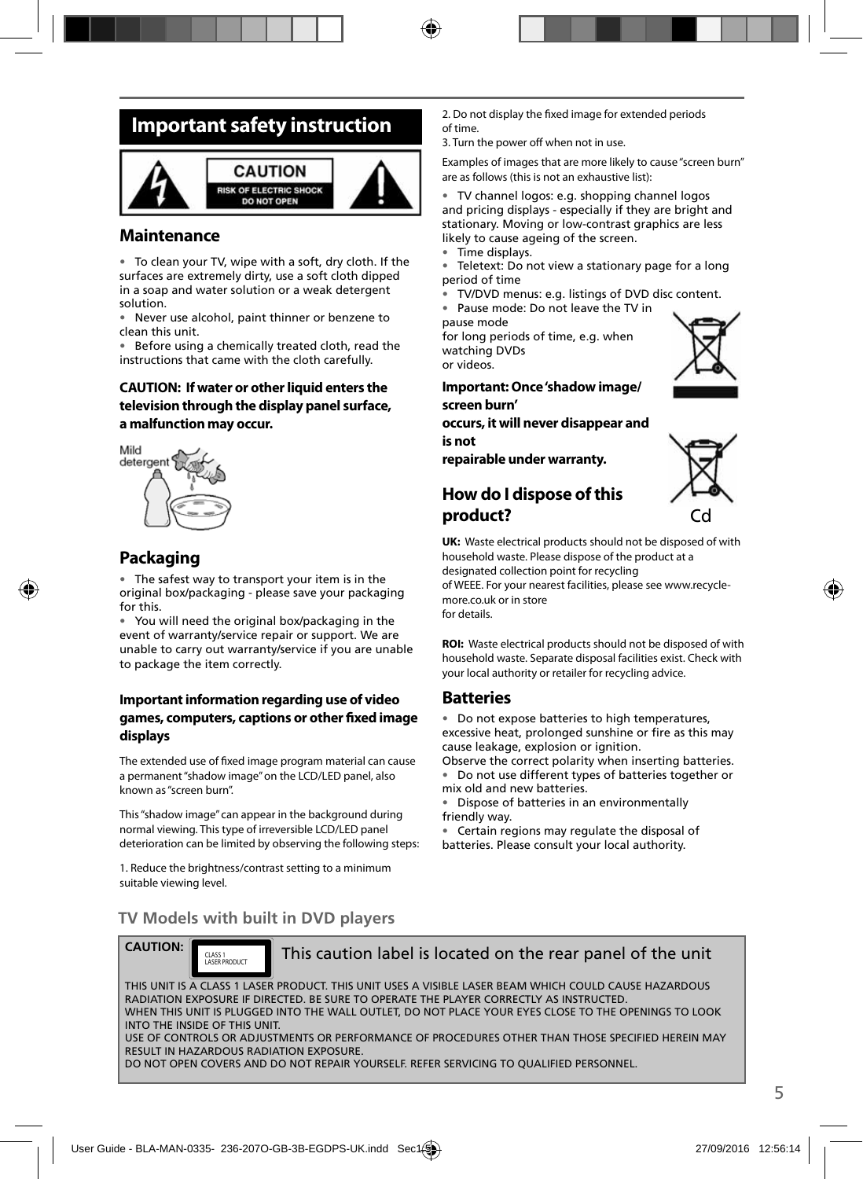# Important safety instruction

CAUTION
RISK OF ELECTRIC SHOCK
DO NOT OPEN

## Maintenance

- To clean your TV, wipe with a soft, dry cloth. If the surfaces are extremely dirty, use a soft cloth dipped in a soap and water solution or a weak detergent solution.
- Never use alcohol, paint thinner or benzene to clean this unit.
- Before using a chemically treated cloth, read the instructions that came with the cloth carefully.

**CAUTION: If water or other liquid enters the television through the display panel surface, a malfunction may occur.**

Mild detergent

## Packaging

- The safest way to transport your item is in the original box/packaging - please save your packaging for this.
- You will need the original box/packaging in the event of warranty/service repair or support. We are unable to carry out warranty/service if you are unable to package the item correctly.

### Important information regarding use of video games, computers, captions or other fixed image displays

The extended use of fixed image program material can cause a permanent "shadow image" on the LCD/LED panel, also known as "screen burn".

This "shadow image" can appear in the background during normal viewing. This type of irreversible LCD/LED panel deterioration can be limited by observing the following steps:

1. Reduce the brightness/contrast setting to a minimum suitable viewing level.
2. Do not display the fixed image for extended periods of time.
3. Turn the power off when not in use.

Examples of images that are more likely to cause "screen burn" are as follows (this is not an exhaustive list):

- TV channel logos: e.g. shopping channel logos and pricing displays - especially if they are bright and stationary. Moving or low-contrast graphics are less likely to cause ageing of the screen.
- Time displays.
- Teletext: Do not view a stationary page for a long period of time
- TV/DVD menus: e.g. listings of DVD disc content.
- Pause mode: Do not leave the TV in pause mode for long periods of time, e.g. when watching DVDs or videos.

**Important: Once 'shadow image/ screen burn' occurs, it will never disappear and is not repairable under warranty.**

## How do I dispose of this product?

Cd

**UK:** Waste electrical products should not be disposed of with household waste. Please dispose of the product at a designated collection point for recycling of WEEE. For your nearest facilities, please see www.recycle-more.co.uk or in store for details.

**ROI:** Waste electrical products should not be disposed of with household waste. Separate disposal facilities exist. Check with your local authority or retailer for recycling advice.

## Batteries

- Do not expose batteries to high temperatures, excessive heat, prolonged sunshine or fire as this may cause leakage, explosion or ignition.
Observe the correct polarity when inserting batteries.
- Do not use different types of batteries together or mix old and new batteries.
- Dispose of batteries in an environmentally friendly way.
- Certain regions may regulate the disposal of batteries. Please consult your local authority.

### TV Models with built in DVD players

**CAUTION:** CLASS 1 LASER PRODUCT — This caution label is located on the rear panel of the unit

THIS UNIT IS A CLASS 1 LASER PRODUCT. THIS UNIT USES A VISIBLE LASER BEAM WHICH COULD CAUSE HAZARDOUS RADIATION EXPOSURE IF DIRECTED. BE SURE TO OPERATE THE PLAYER CORRECTLY AS INSTRUCTED.
WHEN THIS UNIT IS PLUGGED INTO THE WALL OUTLET, DO NOT PLACE YOUR EYES CLOSE TO THE OPENINGS TO LOOK INTO THE INSIDE OF THIS UNIT.
USE OF CONTROLS OR ADJUSTMENTS OR PERFORMANCE OF PROCEDURES OTHER THAN THOSE SPECIFIED HEREIN MAY RESULT IN HAZARDOUS RADIATION EXPOSURE.
DO NOT OPEN COVERS AND DO NOT REPAIR YOURSELF. REFER SERVICING TO QUALIFIED PERSONNEL.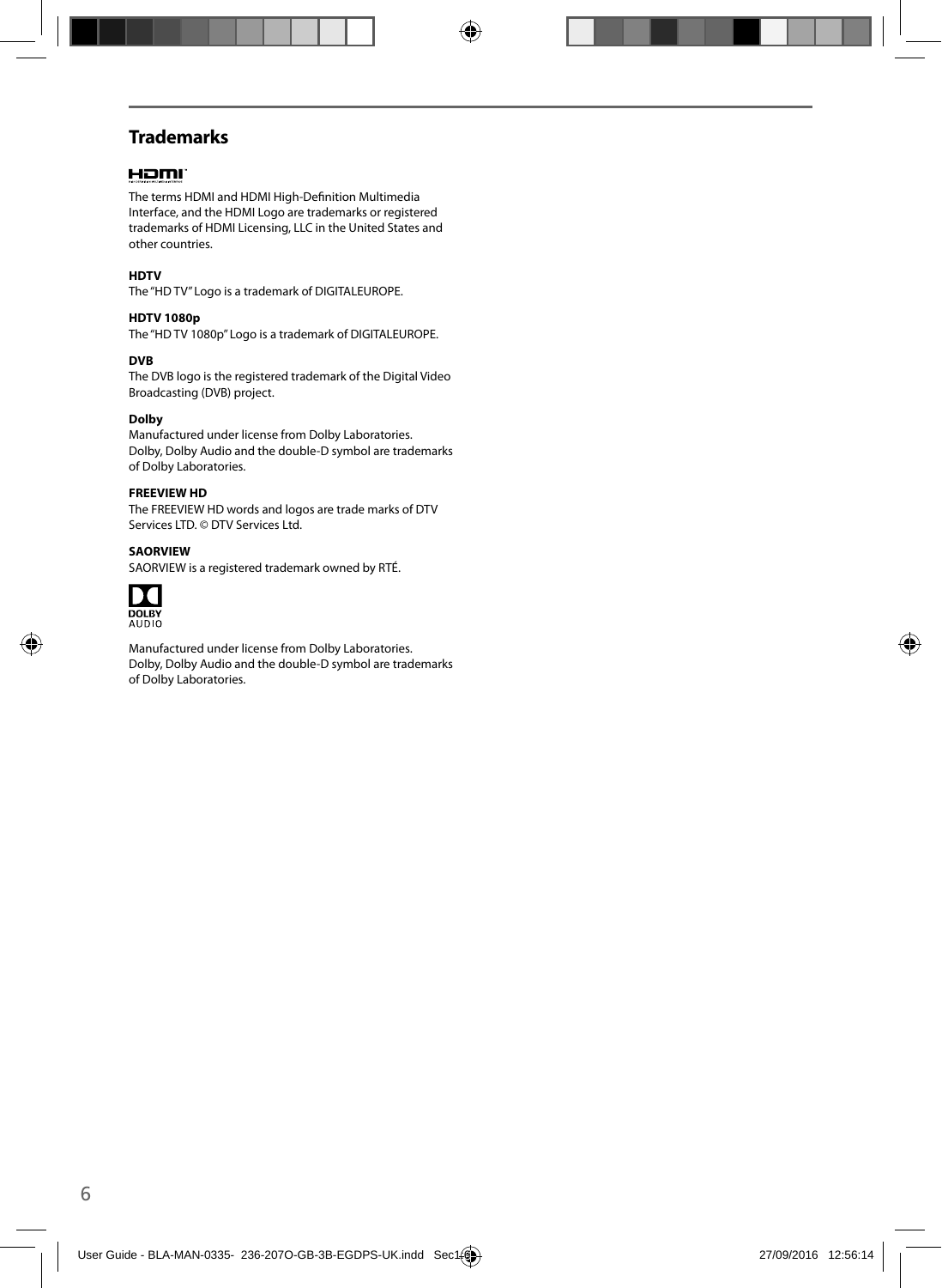## Trademarks

The terms HDMI and HDMI High-Definition Multimedia Interface, and the HDMI Logo are trademarks or registered trademarks of HDMI Licensing, LLC in the United States and other countries.

**HDTV**

The "HD TV" Logo is a trademark of DIGITALEUROPE.

**HDTV 1080p**

The "HD TV 1080p" Logo is a trademark of DIGITALEUROPE.

**DVB**

The DVB logo is the registered trademark of the Digital Video Broadcasting (DVB) project.

**Dolby**

Manufactured under license from Dolby Laboratories. Dolby, Dolby Audio and the double-D symbol are trademarks of Dolby Laboratories.

**FREEVIEW HD**

The FREEVIEW HD words and logos are trade marks of DTV Services LTD. © DTV Services Ltd.

**SAORVIEW**

SAORVIEW is a registered trademark owned by RTÉ.

Manufactured under license from Dolby Laboratories. Dolby, Dolby Audio and the double-D symbol are trademarks of Dolby Laboratories.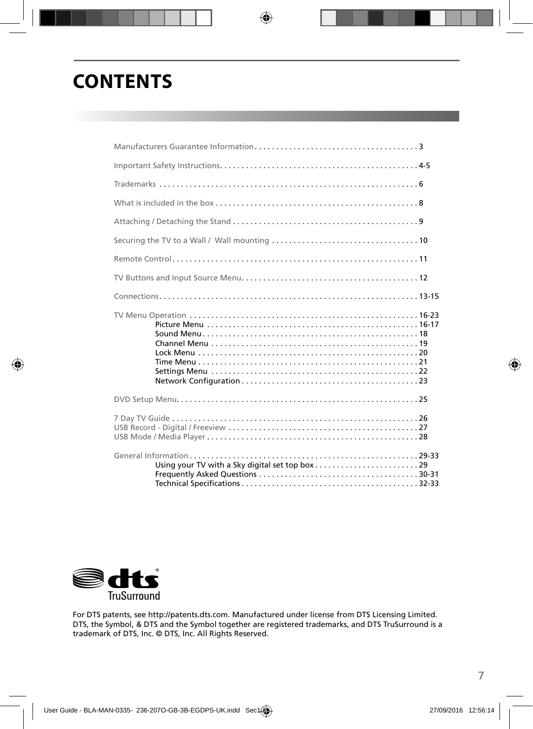# CONTENTS

- Manufacturers Guarantee Information . . . . . 3
- Important Safety Instructions . . . . . 4-5
- Trademarks . . . . . 6
- What is included in the box . . . . . 8
- Attaching / Detaching the Stand . . . . . 9
- Securing the TV to a Wall / Wall mounting . . . . . 10
- Remote Control . . . . . 11
- TV Buttons and Input Source Menu . . . . . 12
- Connections . . . . . 13-15
- TV Menu Operation . . . . . 16-23
  - Picture Menu . . . . . 16-17
  - Sound Menu . . . . . 18
  - Channel Menu . . . . . 19
  - Lock Menu . . . . . 20
  - Time Menu . . . . . 21
  - Settings Menu . . . . . 22
  - Network Configuration . . . . . 23
- DVD Setup Menu . . . . . 25
- 7 Day TV Guide . . . . . 26
- USB Record - Digital / Freeview . . . . . 27
- USB Mode / Media Player . . . . . 28
- General Information . . . . . 29-33
  - Using your TV with a Sky digital set top box . . . . . 29
  - Frequently Asked Questions . . . . . 30-31
  - Technical Specifications . . . . . 32-33

dts TruSurround

For DTS patents, see http://patents.dts.com. Manufactured under license from DTS Licensing Limited. DTS, the Symbol, & DTS and the Symbol together are registered trademarks, and DTS TruSurround is a trademark of DTS, Inc. © DTS, Inc. All Rights Reserved.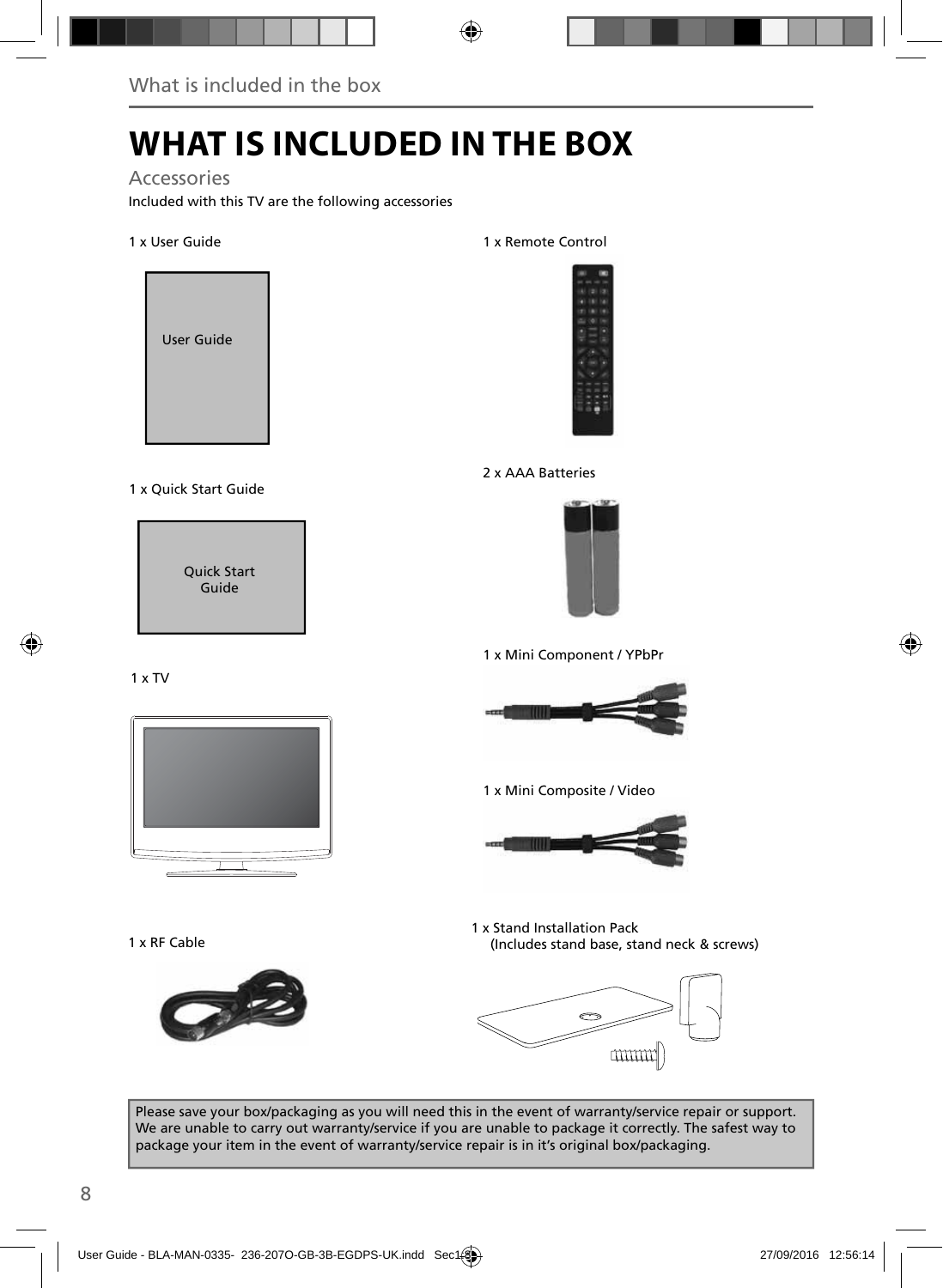# WHAT IS INCLUDED IN THE BOX

## Accessories

Included with this TV are the following accessories

1 x User Guide

User Guide

1 x Quick Start Guide

Quick Start Guide

1 x TV

1 x RF Cable

1 x Remote Control

2 x AAA Batteries

1 x Mini Component / YPbPr

1 x Mini Composite / Video

1 x Stand Installation Pack
(Includes stand base, stand neck & screws)

Please save your box/packaging as you will need this in the event of warranty/service repair or support. We are unable to carry out warranty/service if you are unable to package it correctly. The safest way to package your item in the event of warranty/service repair is in it's original box/packaging.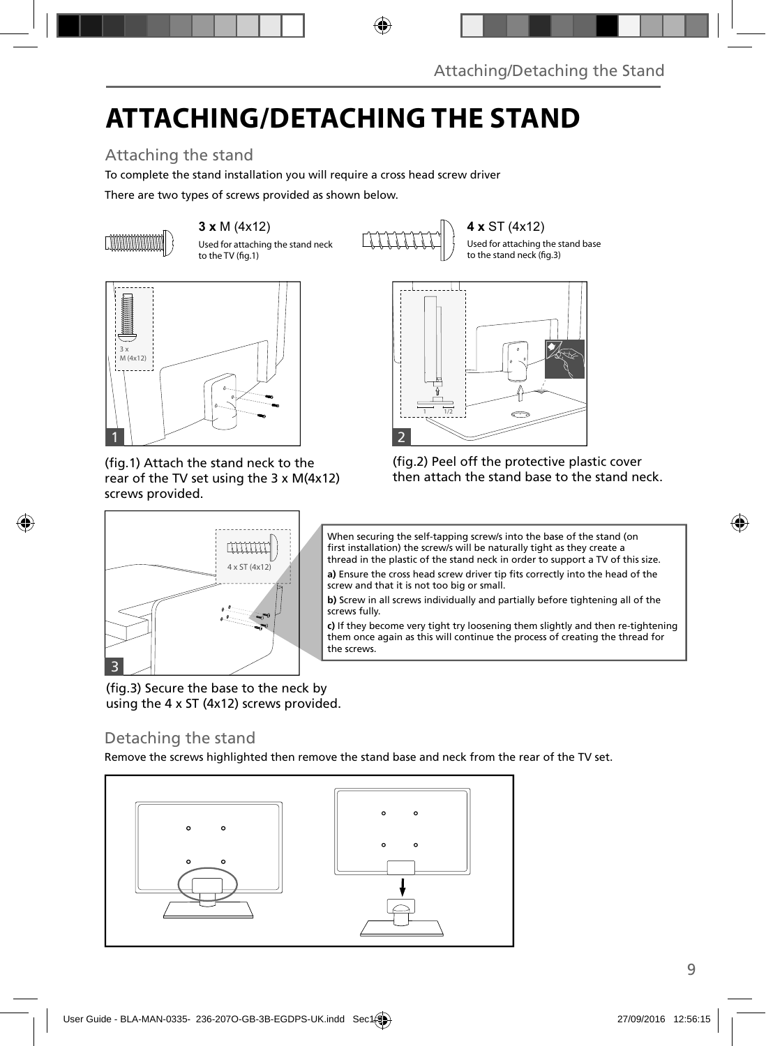# ATTACHING/DETACHING THE STAND

## Attaching the stand

To complete the stand installation you will require a cross head screw driver

There are two types of screws provided as shown below.

**3 x** M (4x12)
Used for attaching the stand neck to the TV (fig.1)

**4 x** ST (4x12)
Used for attaching the stand base to the stand neck (fig.3)

(fig.1) Attach the stand neck to the rear of the TV set using the 3 x M(4x12) screws provided.

(fig.2) Peel off the protective plastic cover then attach the stand base to the stand neck.

When securing the self-tapping screw/s into the base of the stand (on first installation) the screw/s will be naturally tight as they create a thread in the plastic of the stand neck in order to support a TV of this size.

**a)** Ensure the cross head screw driver tip fits correctly into the head of the screw and that it is not too big or small.

**b)** Screw in all screws individually and partially before tightening all of the screws fully.

**c)** If they become very tight try loosening them slightly and then re-tightening them once again as this will continue the process of creating the thread for the screws.

(fig.3) Secure the base to the neck by using the 4 x ST (4x12) screws provided.

## Detaching the stand

Remove the screws highlighted then remove the stand base and neck from the rear of the TV set.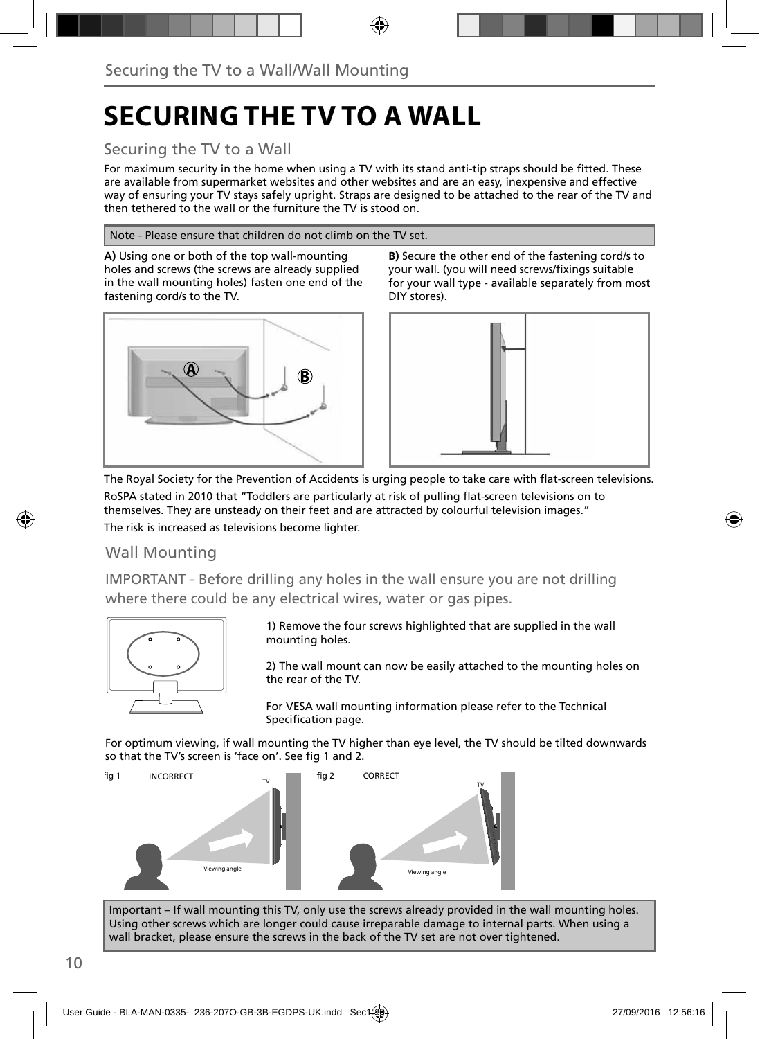# SECURING THE TV TO A WALL

## Securing the TV to a Wall

For maximum security in the home when using a TV with its stand anti-tip straps should be fitted. These are available from supermarket websites and other websites and are an easy, inexpensive and effective way of ensuring your TV stays safely upright. Straps are designed to be attached to the rear of the TV and then tethered to the wall or the furniture the TV is stood on.

Note - Please ensure that children do not climb on the TV set.

**A)** Using one or both of the top wall-mounting holes and screws (the screws are already supplied in the wall mounting holes) fasten one end of the fastening cord/s to the TV.

**B)** Secure the other end of the fastening cord/s to your wall. (you will need screws/fixings suitable for your wall type - available separately from most DIY stores).

The Royal Society for the Prevention of Accidents is urging people to take care with flat-screen televisions.

RoSPA stated in 2010 that “Toddlers are particularly at risk of pulling flat-screen televisions on to themselves. They are unsteady on their feet and are attracted by colourful television images.”

The risk is increased as televisions become lighter.

## Wall Mounting

IMPORTANT - Before drilling any holes in the wall ensure you are not drilling where there could be any electrical wires, water or gas pipes.

1) Remove the four screws highlighted that are supplied in the wall mounting holes.

2) The wall mount can now be easily attached to the mounting holes on the rear of the TV.

For VESA wall mounting information please refer to the Technical Specification page.

For optimum viewing, if wall mounting the TV higher than eye level, the TV should be tilted downwards so that the TV’s screen is ‘face on’. See fig 1 and 2.

fig 1 INCORRECT

fig 2 CORRECT

Important – If wall mounting this TV, only use the screws already provided in the wall mounting holes. Using other screws which are longer could cause irreparable damage to internal parts. When using a wall bracket, please ensure the screws in the back of the TV set are not over tightened.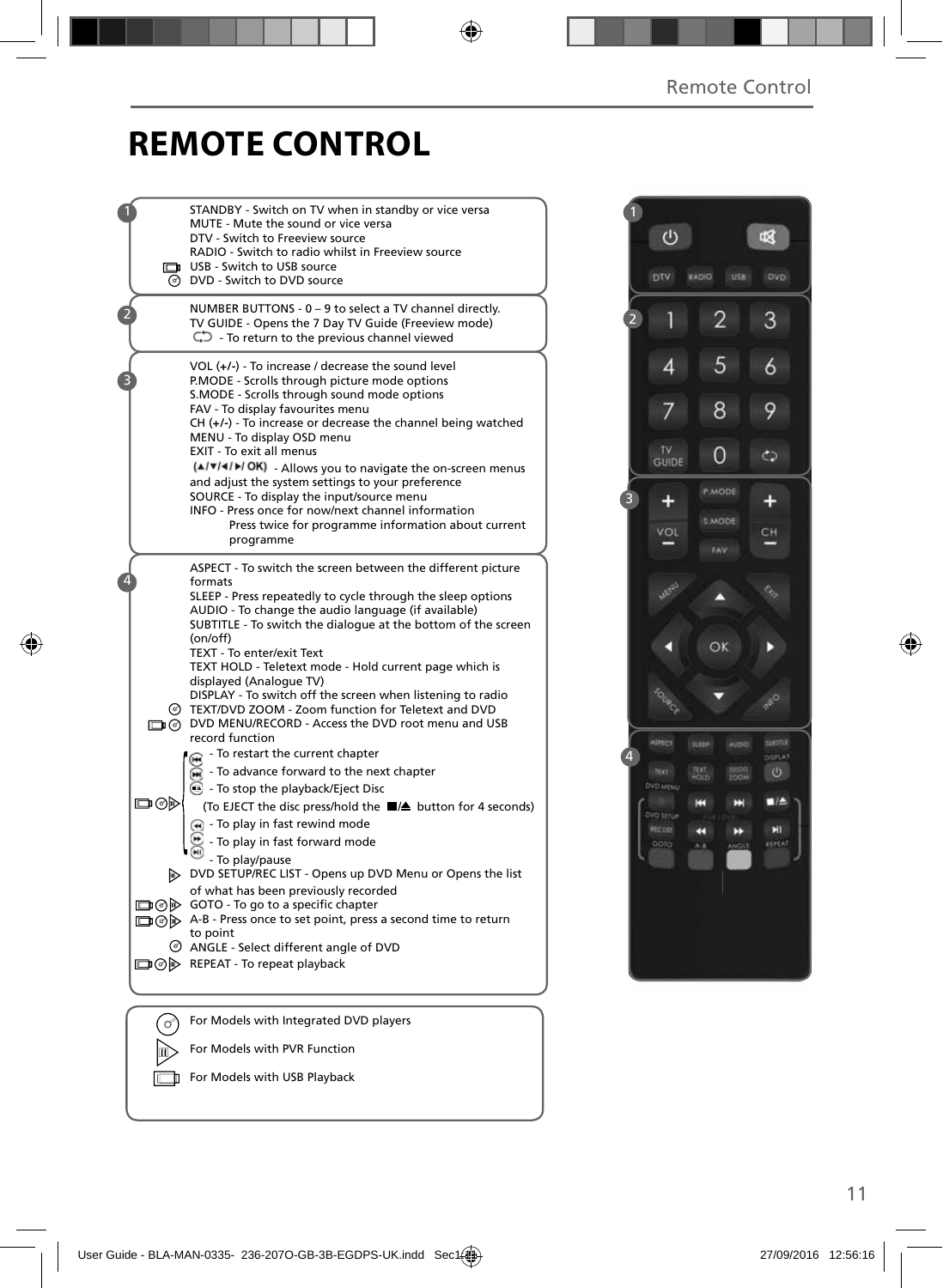# REMOTE CONTROL

**1**

STANDBY - Switch on TV when in standby or vice versa
MUTE - Mute the sound or vice versa
DTV - Switch to Freeview source
RADIO - Switch to radio whilst in Freeview source
USB - Switch to USB source
DVD - Switch to DVD source

**2**

NUMBER BUTTONS - 0 – 9 to select a TV channel directly.
TV GUIDE - Opens the 7 Day TV Guide (Freeview mode)
- To return to the previous channel viewed

**3**

VOL (+/-) - To increase / decrease the sound level
P.MODE - Scrolls through picture mode options
S.MODE - Scrolls through sound mode options
FAV - To display favourites menu
CH (+/-) - To increase or decrease the channel being watched
MENU - To display OSD menu
EXIT - To exit all menus
(▲/▼/◄/►/ OK) - Allows you to navigate the on-screen menus and adjust the system settings to your preference
SOURCE - To display the input/source menu
INFO - Press once for now/next channel information
Press twice for programme information about current programme

**4**

ASPECT - To switch the screen between the different picture formats
SLEEP - Press repeatedly to cycle through the sleep options
AUDIO - To change the audio language (if available)
SUBTITLE - To switch the dialogue at the bottom of the screen (on/off)
TEXT - To enter/exit Text
TEXT HOLD - Teletext mode - Hold current page which is displayed (Analogue TV)
DISPLAY - To switch off the screen when listening to radio
TEXT/DVD ZOOM - Zoom function for Teletext and DVD
DVD MENU/RECORD - Access the DVD root menu and USB record function
- To restart the current chapter
- To advance forward to the next chapter
- To stop the playback/Eject Disc
(To EJECT the disc press/hold the ■/▲ button for 4 seconds)
- To play in fast rewind mode
- To play in fast forward mode
- To play/pause
DVD SETUP/REC LIST - Opens up DVD Menu or Opens the list of what has been previously recorded
GOTO - To go to a specific chapter
A-B - Press once to set point, press a second time to return to point
ANGLE - Select different angle of DVD
REPEAT - To repeat playback

For Models with Integrated DVD players
For Models with PVR Function
For Models with USB Playback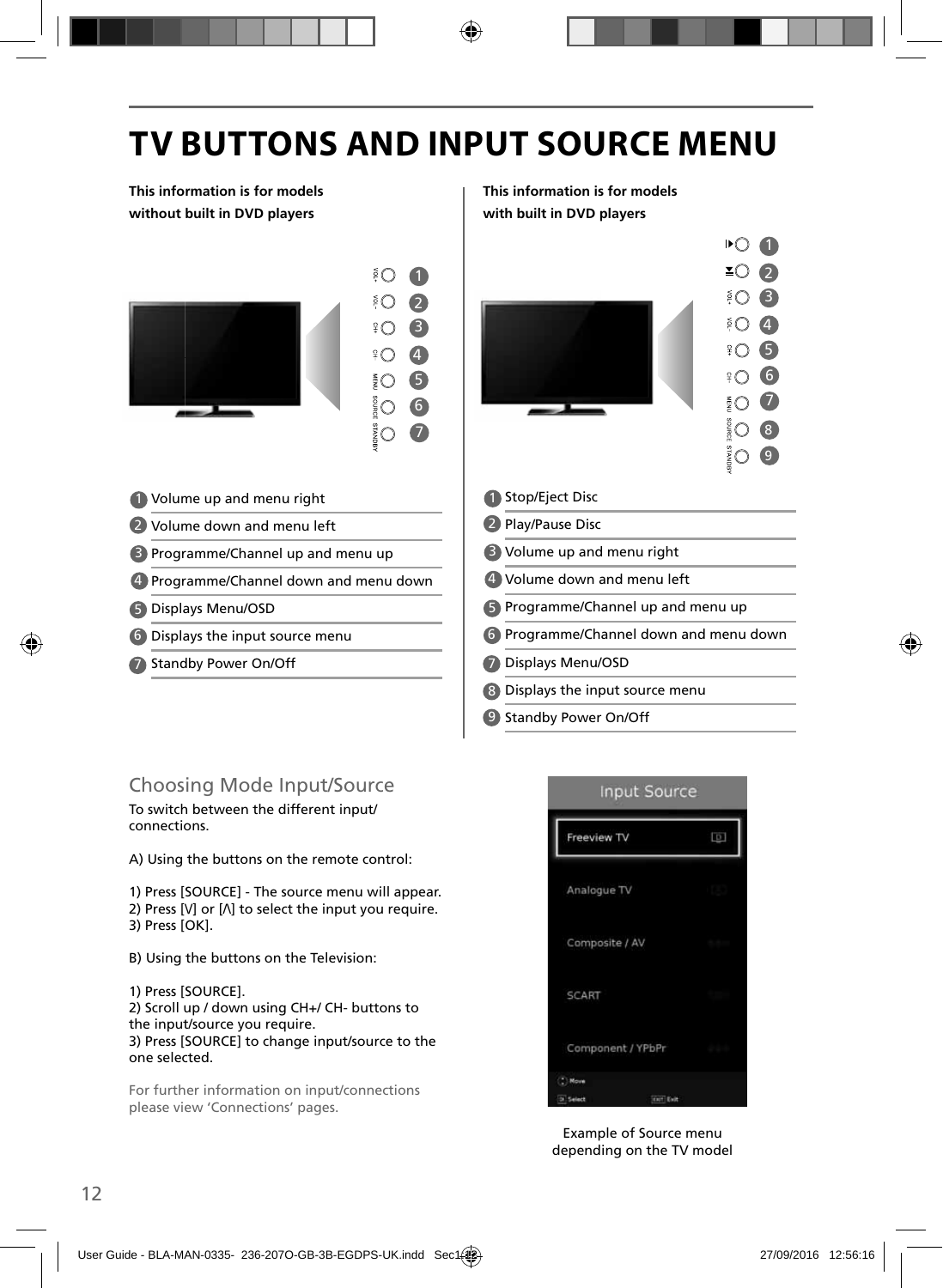# TV BUTTONS AND INPUT SOURCE MENU

**This information is for models without built in DVD players**

1. Volume up and menu right
2. Volume down and menu left
3. Programme/Channel up and menu up
4. Programme/Channel down and menu down
5. Displays Menu/OSD
6. Displays the input source menu
7. Standby Power On/Off

**This information is for models with built in DVD players**

1. Stop/Eject Disc
2. Play/Pause Disc
3. Volume up and menu right
4. Volume down and menu left
5. Programme/Channel up and menu up
6. Programme/Channel down and menu down
7. Displays Menu/OSD
8. Displays the input source menu
9. Standby Power On/Off

## Choosing Mode Input/Source

To switch between the different input/connections.

A) Using the buttons on the remote control:

1) Press [SOURCE] - The source menu will appear.
2) Press [V] or [Λ] to select the input you require.
3) Press [OK].

B) Using the buttons on the Television:

1) Press [SOURCE].
2) Scroll up / down using CH+/ CH- buttons to the input/source you require.
3) Press [SOURCE] to change input/source to the one selected.

For further information on input/connections please view 'Connections' pages.

Input Source
- Freeview TV
- Analogue TV
- Composite / AV
- SCART
- Component / YPbPr

Example of Source menu depending on the TV model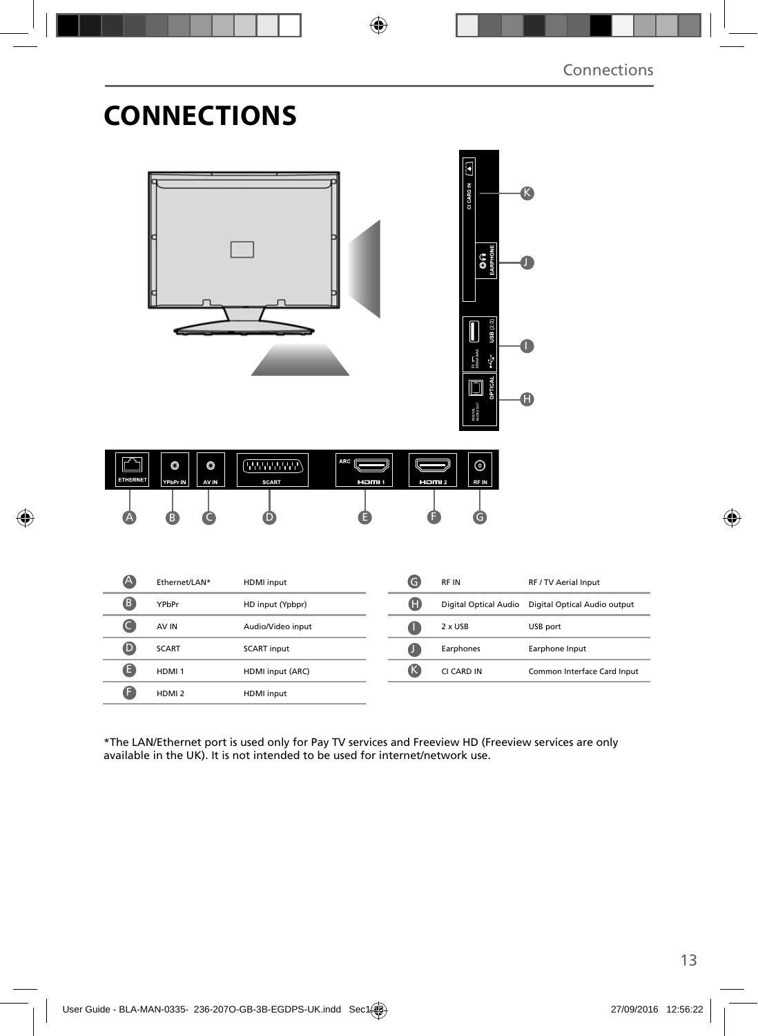# CONNECTIONS

| | | |
|---|---|---|
| A | Ethernet/LAN* | HDMI input |
| B | YPbPr | HD input (Ypbpr) |
| C | AV IN | Audio/Video input |
| D | SCART | SCART input |
| E | HDMI 1 | HDMI input (ARC) |
| F | HDMI 2 | HDMI input |
| G | RF IN | RF / TV Aerial Input |
| H | Digital Optical Audio | Digital Optical Audio output |
| I | 2 x USB | USB port |
| J | Earphones | Earphone Input |
| K | CI CARD IN | Common Interface Card Input |

*The LAN/Ethernet port is used only for Pay TV services and Freeview HD (Freeview services are only available in the UK). It is not intended to be used for internet/network use.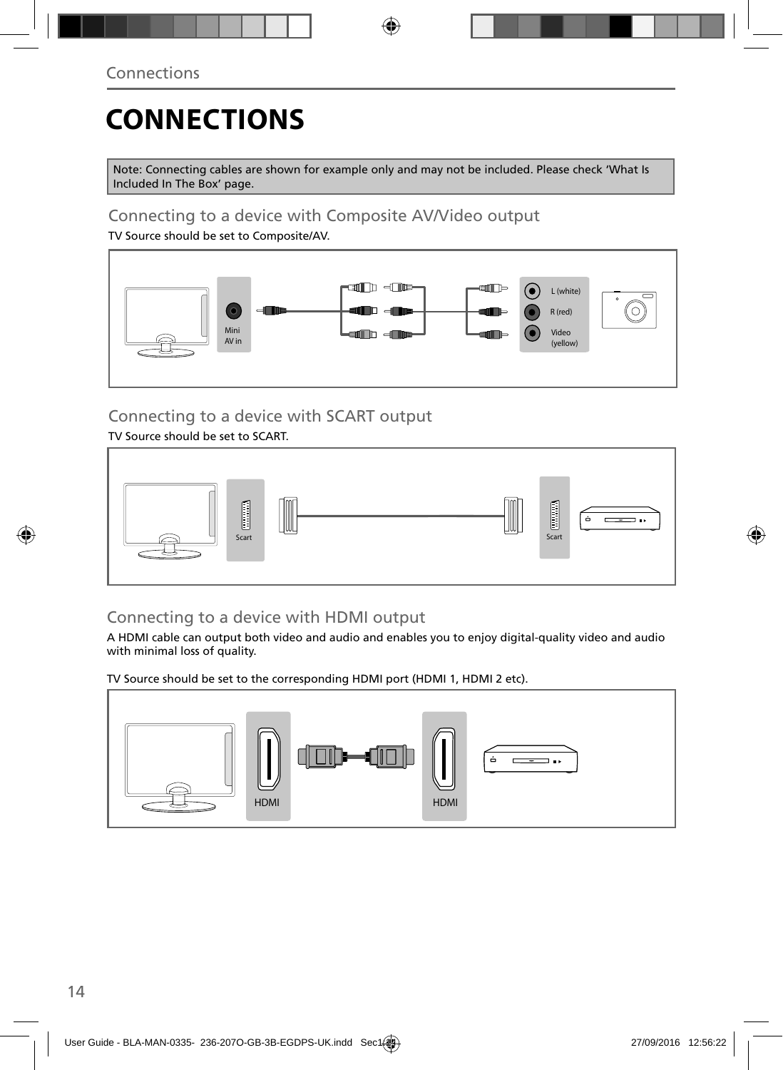# CONNECTIONS

Note: Connecting cables are shown for example only and may not be included. Please check 'What Is Included In The Box' page.

## Connecting to a device with Composite AV/Video output

TV Source should be set to Composite/AV.

Mini AV in

L (white)
R (red)
Video (yellow)

## Connecting to a device with SCART output

TV Source should be set to SCART.

Scart

Scart

## Connecting to a device with HDMI output

A HDMI cable can output both video and audio and enables you to enjoy digital-quality video and audio with minimal loss of quality.

TV Source should be set to the corresponding HDMI port (HDMI 1, HDMI 2 etc).

HDMI

HDMI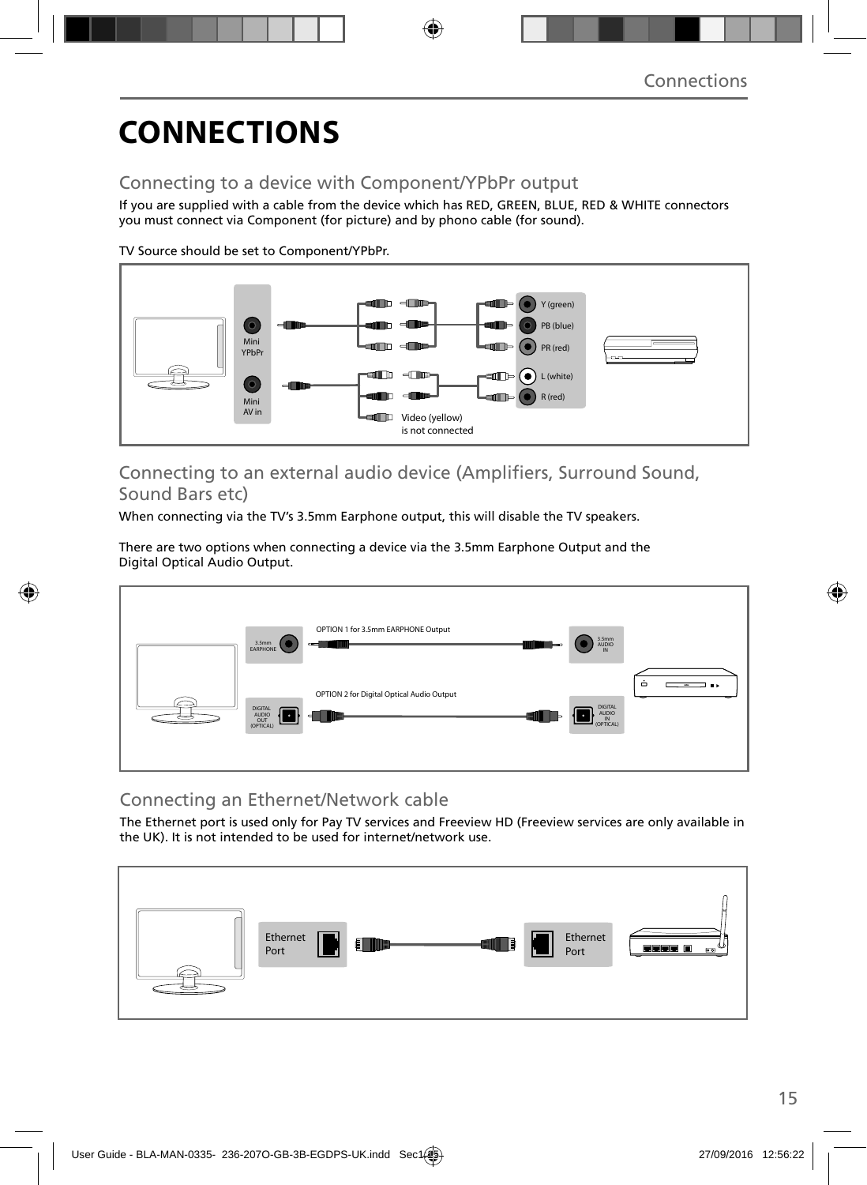# CONNECTIONS

## Connecting to a device with Component/YPbPr output

If you are supplied with a cable from the device which has RED, GREEN, BLUE, RED & WHITE connectors you must connect via Component (for picture) and by phono cable (for sound).

TV Source should be set to Component/YPbPr.

Mini YPbPr

Mini AV in

Y (green)

PB (blue)

PR (red)

L (white)

R (red)

Video (yellow) is not connected

## Connecting to an external audio device (Amplifiers, Surround Sound, Sound Bars etc)

When connecting via the TV's 3.5mm Earphone output, this will disable the TV speakers.

There are two options when connecting a device via the 3.5mm Earphone Output and the Digital Optical Audio Output.

3.5mm EARPHONE

OPTION 1 for 3.5mm EARPHONE Output

3.5mm AUDIO IN

DIGITAL AUDIO OUT (OPTICAL)

OPTION 2 for Digital Optical Audio Output

DIGITAL AUDIO IN (OPTICAL)

## Connecting an Ethernet/Network cable

The Ethernet port is used only for Pay TV services and Freeview HD (Freeview services are only available in the UK). It is not intended to be used for internet/network use.

Ethernet Port

Ethernet Port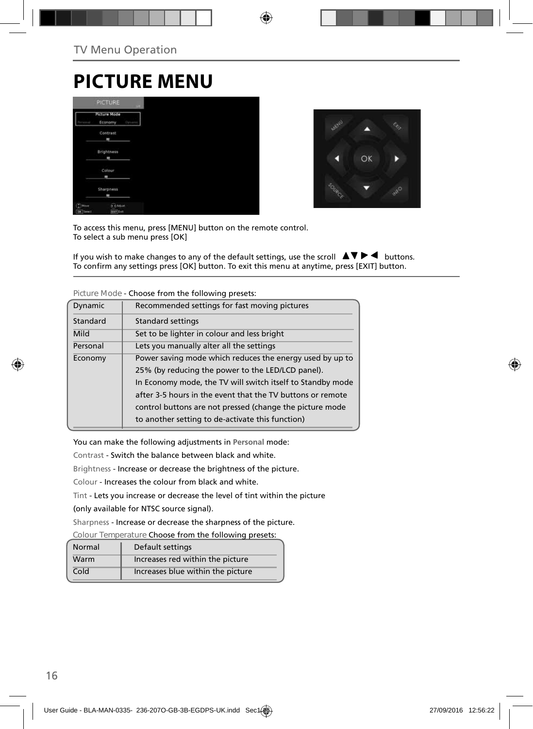TV Menu Operation

# PICTURE MENU

To access this menu, press [MENU] button on the remote control.
To select a sub menu press [OK]

If you wish to make changes to any of the default settings, use the scroll ▲▼▶◀ buttons.
To confirm any settings press [OK] button. To exit this menu at anytime, press [EXIT] button.

Picture Mode - Choose from the following presets:

| | |
|---|---|
| Dynamic | Recommended settings for fast moving pictures |
| Standard | Standard settings |
| Mild | Set to be lighter in colour and less bright |
| Personal | Lets you manually alter all the settings |
| Economy | Power saving mode which reduces the energy used by up to 25% (by reducing the power to the LED/LCD panel). In Economy mode, the TV will switch itself to Standby mode after 3-5 hours in the event that the TV buttons or remote control buttons are not pressed (change the picture mode to another setting to de-activate this function) |

You can make the following adjustments in **Personal** mode:

Contrast - Switch the balance between black and white.

Brightness - Increase or decrease the brightness of the picture.

Colour - Increases the colour from black and white.

Tint - Lets you increase or decrease the level of tint within the picture (only available for NTSC source signal).

Sharpness - Increase or decrease the sharpness of the picture.

Colour Temperature Choose from the following presets:

| | |
|---|---|
| Normal | Default settings |
| Warm | Increases red within the picture |
| Cold | Increases blue within the picture |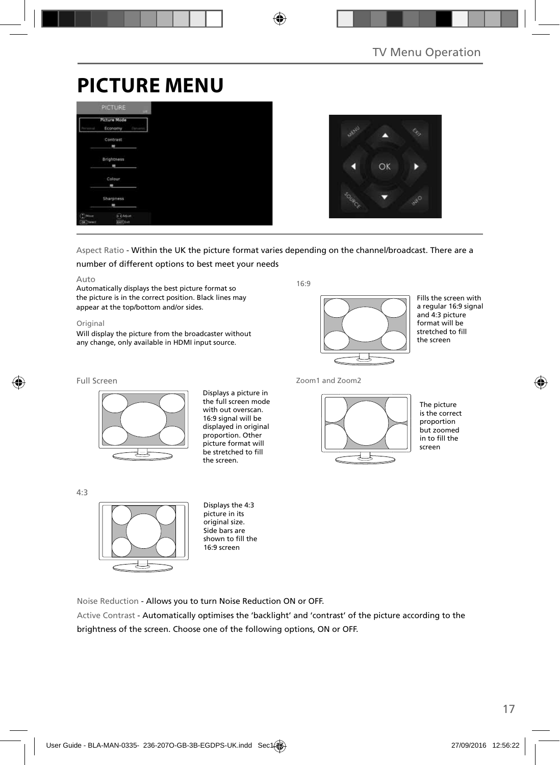# PICTURE MENU

Aspect Ratio - Within the UK the picture format varies depending on the channel/broadcast. There are a number of different options to best meet your needs

Auto
Automatically displays the best picture format so the picture is in the correct position. Black lines may appear at the top/bottom and/or sides.

Original
Will display the picture from the broadcaster without any change, only available in HDMI input source.

16:9
Fills the screen with a regular 16:9 signal and 4:3 picture format will be stretched to fill the screen

Full Screen
Displays a picture in the full screen mode with out overscan. 16:9 signal will be displayed in original proportion. Other picture format will be stretched to fill the screen.

Zoom1 and Zoom2
The picture is the correct proportion but zoomed in to fill the screen

4:3
Displays the 4:3 picture in its original size. Side bars are shown to fill the 16:9 screen

Noise Reduction - Allows you to turn Noise Reduction ON or OFF.

Active Contrast - Automatically optimises the 'backlight' and 'contrast' of the picture according to the brightness of the screen. Choose one of the following options, ON or OFF.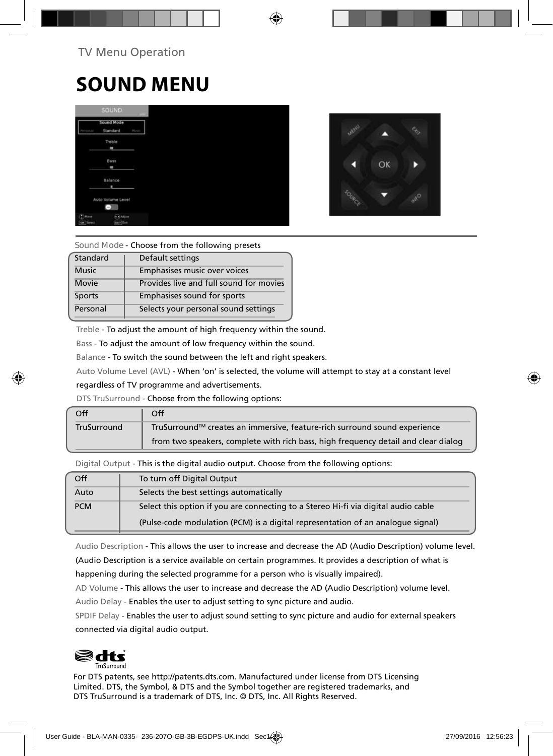TV Menu Operation

# SOUND MENU

Sound Mode - Choose from the following presets

| Standard | Default settings |
|---|---|
| Music | Emphasises music over voices |
| Movie | Provides live and full sound for movies |
| Sports | Emphasises sound for sports |
| Personal | Selects your personal sound settings |

Treble - To adjust the amount of high frequency within the sound.

Bass - To adjust the amount of low frequency within the sound.

Balance - To switch the sound between the left and right speakers.

Auto Volume Level (AVL) - When 'on' is selected, the volume will attempt to stay at a constant level regardless of TV programme and advertisements.

DTS TruSurround - Choose from the following options:

| Off | Off |
|---|---|
| TruSurround | TruSurround™ creates an immersive, feature-rich surround sound experience from two speakers, complete with rich bass, high frequency detail and clear dialog |

Digital Output - This is the digital audio output. Choose from the following options:

| Off | To turn off Digital Output |
|---|---|
| Auto | Selects the best settings automatically |
| PCM | Select this option if you are connecting to a Stereo Hi-fi via digital audio cable (Pulse-code modulation (PCM) is a digital representation of an analogue signal) |

Audio Description - This allows the user to increase and decrease the AD (Audio Description) volume level. (Audio Description is a service available on certain programmes. It provides a description of what is happening during the selected programme for a person who is visually impaired).

AD Volume - This allows the user to increase and decrease the AD (Audio Description) volume level.

Audio Delay - Enables the user to adjust setting to sync picture and audio.

SPDIF Delay - Enables the user to adjust sound setting to sync picture and audio for external speakers connected via digital audio output.

For DTS patents, see http://patents.dts.com. Manufactured under license from DTS Licensing Limited. DTS, the Symbol, & DTS and the Symbol together are registered trademarks, and DTS TruSurround is a trademark of DTS, Inc. © DTS, Inc. All Rights Reserved.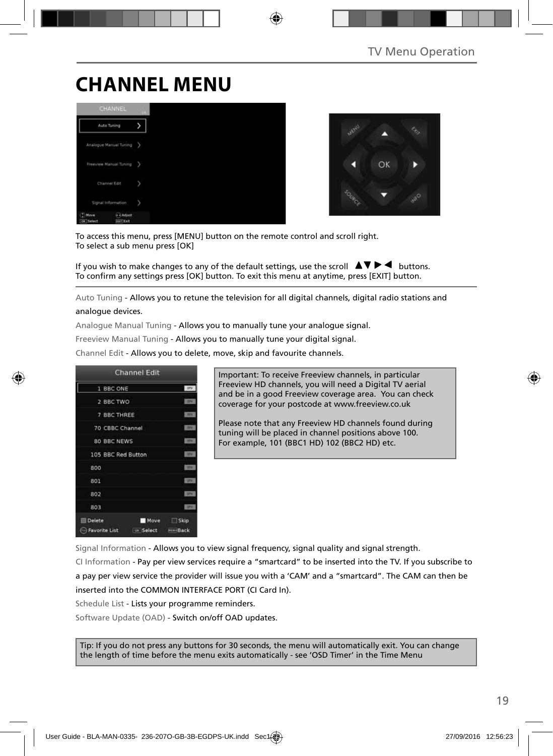# CHANNEL MENU

To access this menu, press [MENU] button on the remote control and scroll right.
To select a sub menu press [OK]

If you wish to make changes to any of the default settings, use the scroll ▲▼▶◀ buttons.
To confirm any settings press [OK] button. To exit this menu at anytime, press [EXIT] button.

Auto Tuning - Allows you to retune the television for all digital channels, digital radio stations and analogue devices.

Analogue Manual Tuning - Allows you to manually tune your analogue signal.

Freeview Manual Tuning - Allows you to manually tune your digital signal.

Channel Edit - Allows you to delete, move, skip and favourite channels.

Important: To receive Freeview channels, in particular Freeview HD channels, you will need a Digital TV aerial and be in a good Freeview coverage area. You can check coverage for your postcode at www.freeview.co.uk

Please note that any Freeview HD channels found during tuning will be placed in channel positions above 100. For example, 101 (BBC1 HD) 102 (BBC2 HD) etc.

Signal Information - Allows you to view signal frequency, signal quality and signal strength.

CI Information - Pay per view services require a "smartcard" to be inserted into the TV. If you subscribe to a pay per view service the provider will issue you with a 'CAM' and a "smartcard". The CAM can then be inserted into the COMMON INTERFACE PORT (CI Card In).

Schedule List - Lists your programme reminders.

Software Update (OAD) - Switch on/off OAD updates.

Tip: If you do not press any buttons for 30 seconds, the menu will automatically exit. You can change the length of time before the menu exits automatically - see 'OSD Timer' in the Time Menu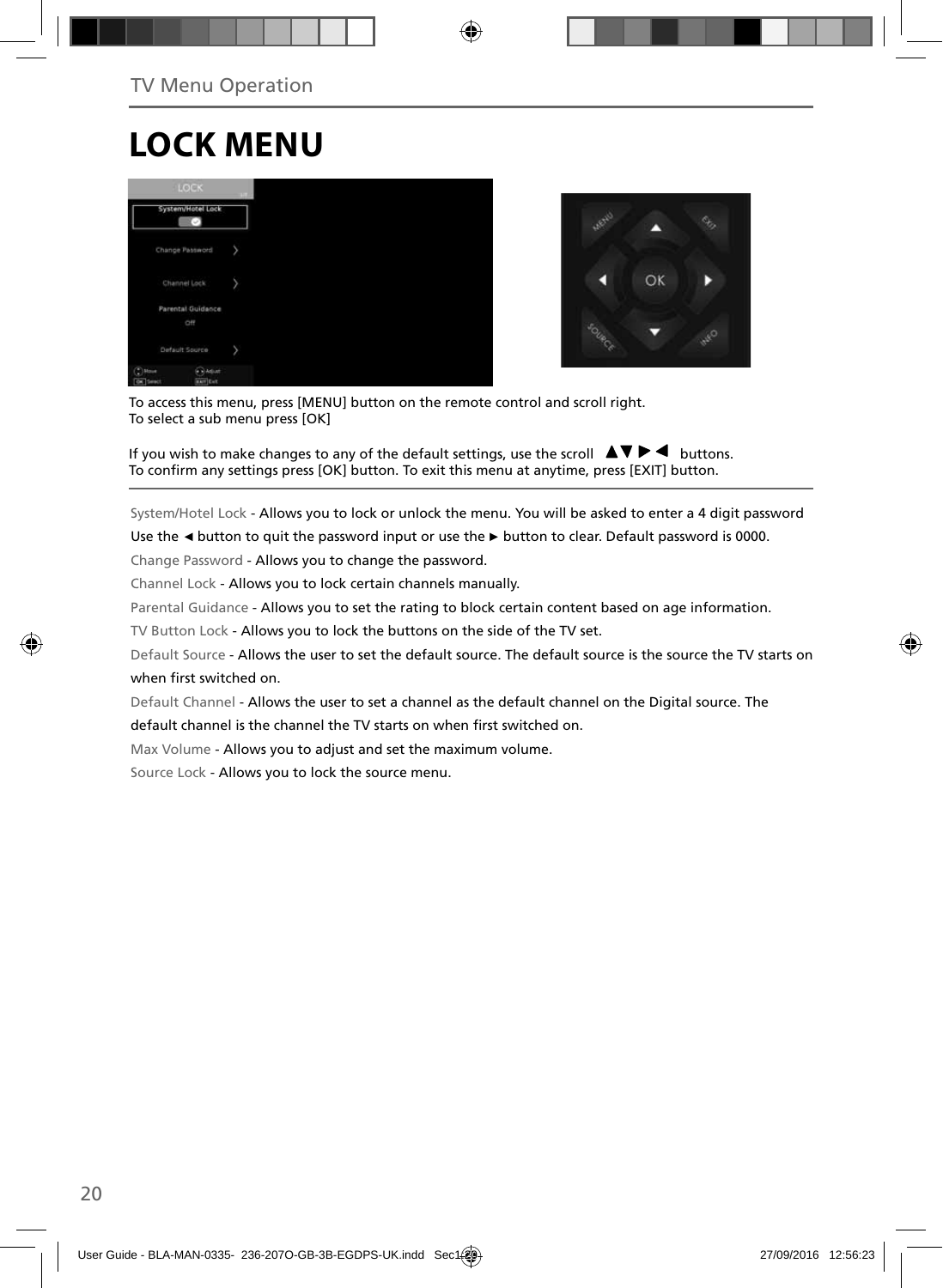# LOCK MENU

To access this menu, press [MENU] button on the remote control and scroll right.
To select a sub menu press [OK]

If you wish to make changes to any of the default settings, use the scroll ▲▼ ▶ ◀ buttons.
To confirm any settings press [OK] button. To exit this menu at anytime, press [EXIT] button.

System/Hotel Lock - Allows you to lock or unlock the menu. You will be asked to enter a 4 digit password Use the ◄ button to quit the password input or use the ► button to clear. Default password is 0000.

Change Password - Allows you to change the password.

Channel Lock - Allows you to lock certain channels manually.

Parental Guidance - Allows you to set the rating to block certain content based on age information.

TV Button Lock - Allows you to lock the buttons on the side of the TV set.

Default Source - Allows the user to set the default source. The default source is the source the TV starts on when first switched on.

Default Channel - Allows the user to set a channel as the default channel on the Digital source. The default channel is the channel the TV starts on when first switched on.

Max Volume - Allows you to adjust and set the maximum volume.

Source Lock - Allows you to lock the source menu.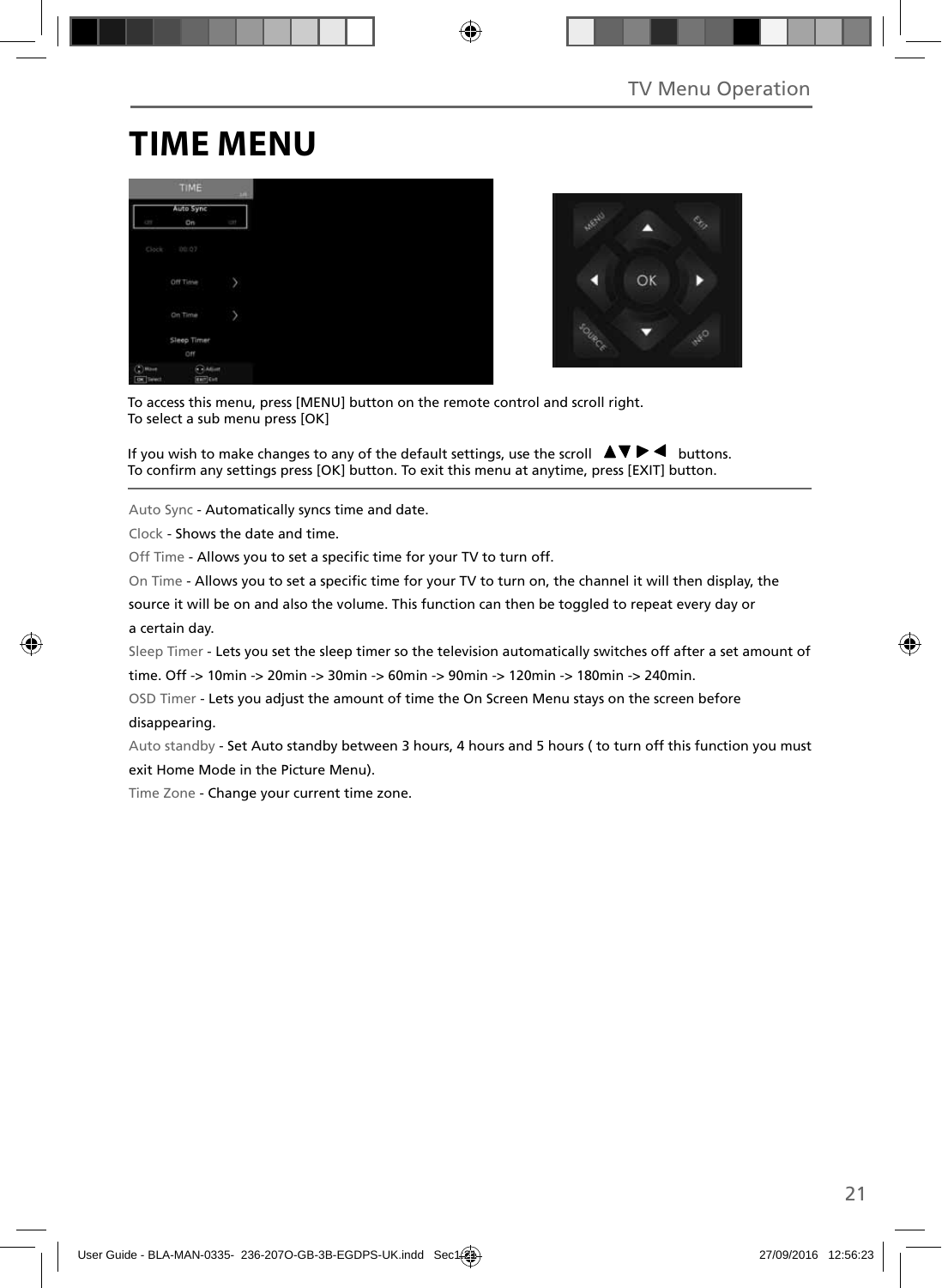# TIME MENU

To access this menu, press [MENU] button on the remote control and scroll right.
To select a sub menu press [OK]

If you wish to make changes to any of the default settings, use the scroll ▲▼▶◀ buttons.
To confirm any settings press [OK] button. To exit this menu at anytime, press [EXIT] button.

---

Auto Sync - Automatically syncs time and date.

Clock - Shows the date and time.

Off Time - Allows you to set a specific time for your TV to turn off.

On Time - Allows you to set a specific time for your TV to turn on, the channel it will then display, the source it will be on and also the volume. This function can then be toggled to repeat every day or a certain day.

Sleep Timer - Lets you set the sleep timer so the television automatically switches off after a set amount of time. Off -> 10min -> 20min -> 30min -> 60min -> 90min -> 120min -> 180min -> 240min.

OSD Timer - Lets you adjust the amount of time the On Screen Menu stays on the screen before disappearing.

Auto standby - Set Auto standby between 3 hours, 4 hours and 5 hours ( to turn off this function you must exit Home Mode in the Picture Menu).

Time Zone - Change your current time zone.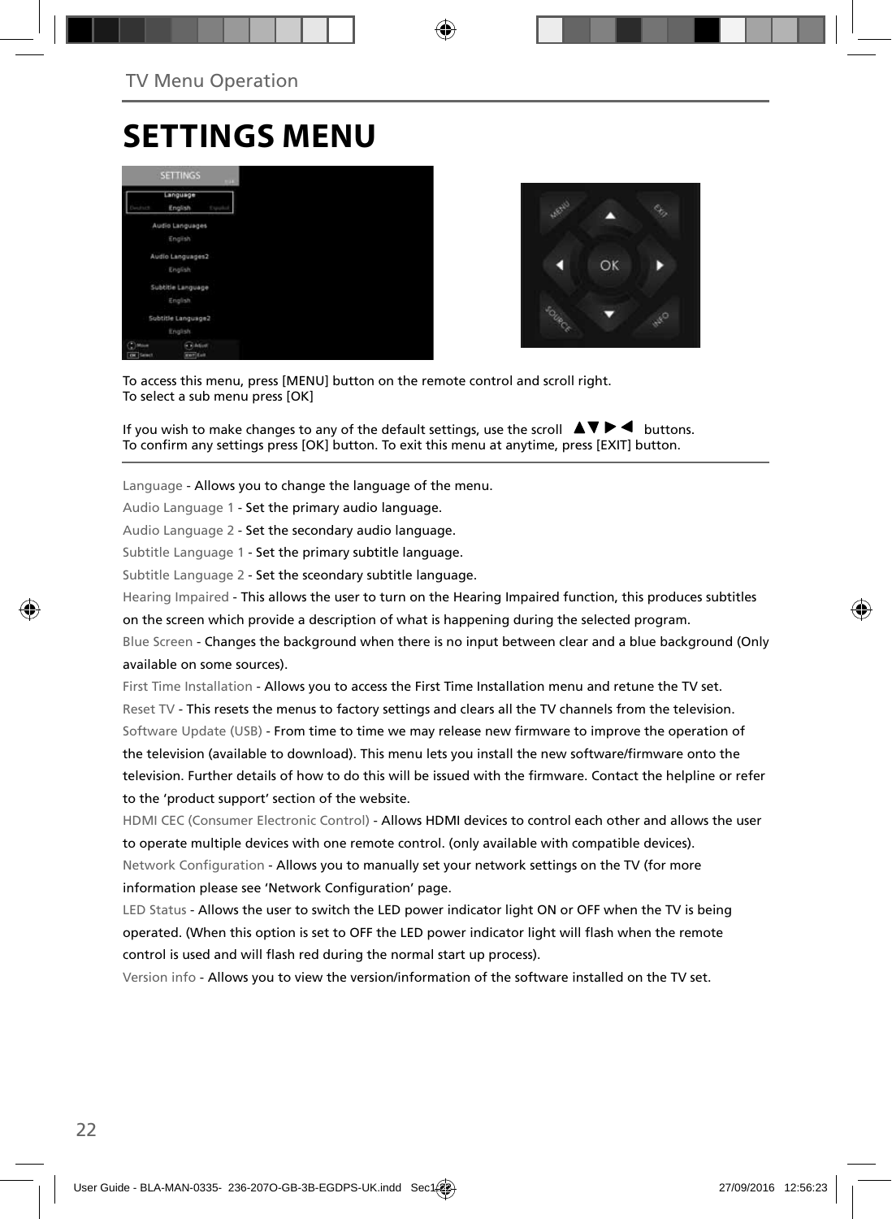TV Menu Operation

# SETTINGS MENU

To access this menu, press [MENU] button on the remote control and scroll right.
To select a sub menu press [OK]

If you wish to make changes to any of the default settings, use the scroll ▲▼▶◀ buttons.
To confirm any settings press [OK] button. To exit this menu at anytime, press [EXIT] button.

Language - Allows you to change the language of the menu.

Audio Language 1 - Set the primary audio language.

Audio Language 2 - Set the secondary audio language.

Subtitle Language 1 - Set the primary subtitle language.

Subtitle Language 2 - Set the sceondary subtitle language.

Hearing Impaired - This allows the user to turn on the Hearing Impaired function, this produces subtitles on the screen which provide a description of what is happening during the selected program.

Blue Screen - Changes the background when there is no input between clear and a blue background (Only available on some sources).

First Time Installation - Allows you to access the First Time Installation menu and retune the TV set.

Reset TV - This resets the menus to factory settings and clears all the TV channels from the television.

Software Update (USB) - From time to time we may release new firmware to improve the operation of the television (available to download). This menu lets you install the new software/firmware onto the television. Further details of how to do this will be issued with the firmware. Contact the helpline or refer to the 'product support' section of the website.

HDMI CEC (Consumer Electronic Control) - Allows HDMI devices to control each other and allows the user to operate multiple devices with one remote control. (only available with compatible devices).

Network Configuration - Allows you to manually set your network settings on the TV (for more information please see 'Network Configuration' page.

LED Status - Allows the user to switch the LED power indicator light ON or OFF when the TV is being operated. (When this option is set to OFF the LED power indicator light will flash when the remote control is used and will flash red during the normal start up process).

Version info - Allows you to view the version/information of the software installed on the TV set.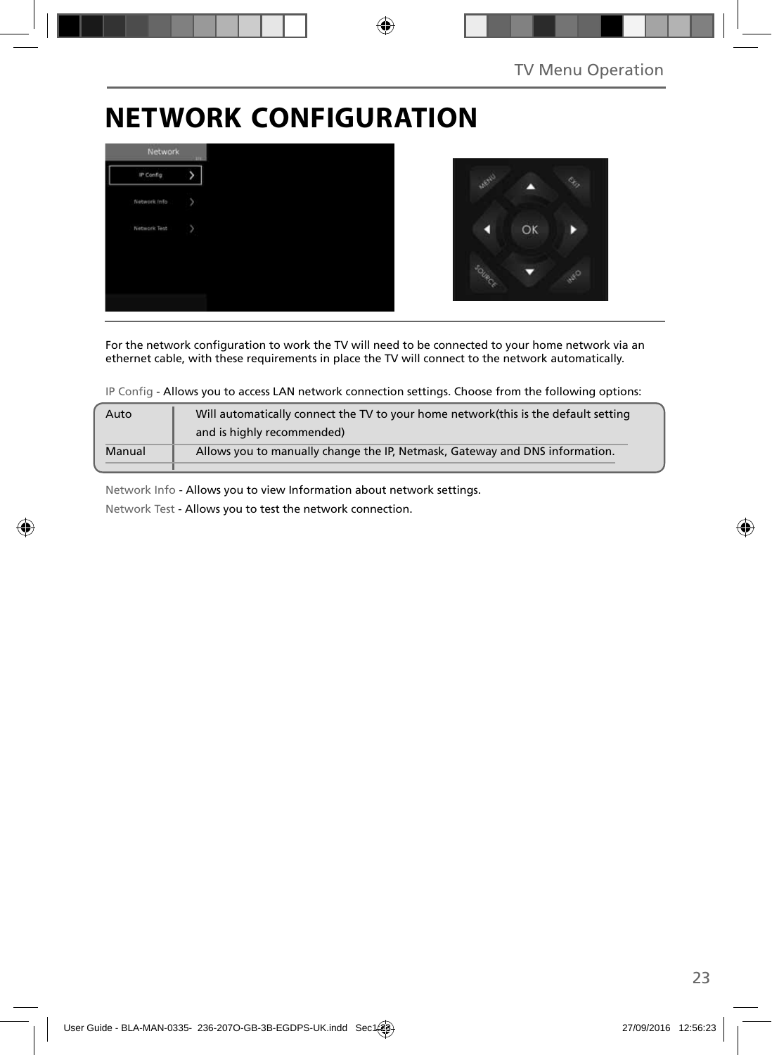# NETWORK CONFIGURATION

For the network configuration to work the TV will need to be connected to your home network via an ethernet cable, with these requirements in place the TV will connect to the network automatically.

IP Config - Allows you to access LAN network connection settings. Choose from the following options:

| | |
|---|---|
| Auto | Will automatically connect the TV to your home network(this is the default setting and is highly recommended) |
| Manual | Allows you to manually change the IP, Netmask, Gateway and DNS information. |

Network Info - Allows you to view Information about network settings.

Network Test - Allows you to test the network connection.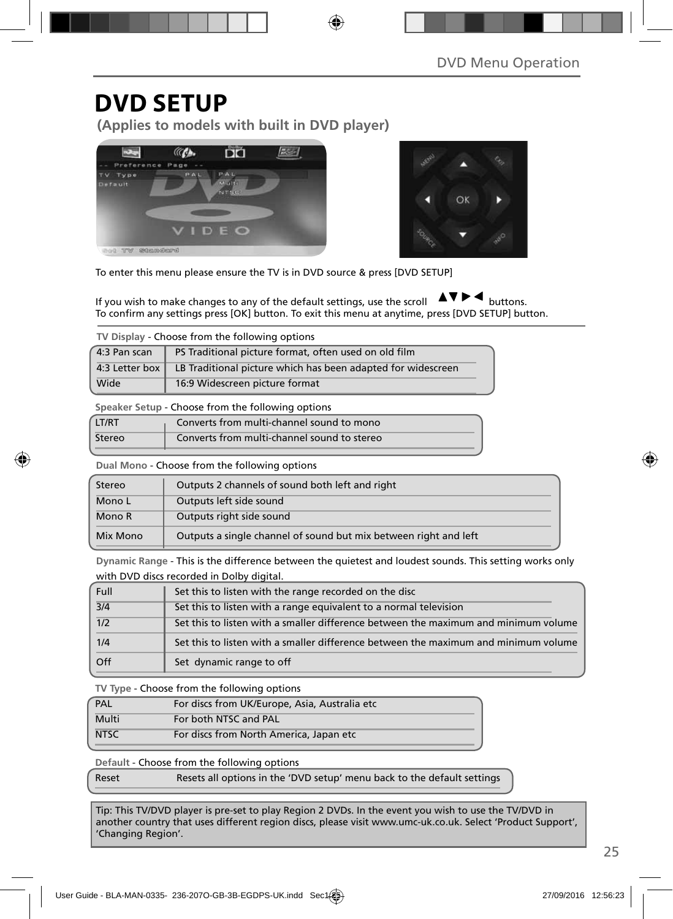# DVD SETUP

**(Applies to models with built in DVD player)**

To enter this menu please ensure the TV is in DVD source & press [DVD SETUP]

If you wish to make changes to any of the default settings, use the scroll ▲▼►◄ buttons.
To confirm any settings press [OK] button. To exit this menu at anytime, press [DVD SETUP] button.

**TV Display** - Choose from the following options

| | |
|---|---|
| 4:3 Pan scan | PS Traditional picture format, often used on old film |
| 4:3 Letter box | LB Traditional picture which has been adapted for widescreen |
| Wide | 16:9 Widescreen picture format |

**Speaker Setup** - Choose from the following options

| | |
|---|---|
| LT/RT | Converts from multi-channel sound to mono |
| Stereo | Converts from multi-channel sound to stereo |

**Dual Mono** - Choose from the following options

| | |
|---|---|
| Stereo | Outputs 2 channels of sound both left and right |
| Mono L | Outputs left side sound |
| Mono R | Outputs right side sound |
| Mix Mono | Outputs a single channel of sound but mix between right and left |

**Dynamic Range** - This is the difference between the quietest and loudest sounds. This setting works only with DVD discs recorded in Dolby digital.

| | |
|---|---|
| Full | Set this to listen with the range recorded on the disc |
| 3/4 | Set this to listen with a range equivalent to a normal television |
| 1/2 | Set this to listen with a smaller difference between the maximum and minimum volume |
| 1/4 | Set this to listen with a smaller difference between the maximum and minimum volume |
| Off | Set dynamic range to off |

**TV Type** - Choose from the following options

| | |
|---|---|
| PAL | For discs from UK/Europe, Asia, Australia etc |
| Multi | For both NTSC and PAL |
| NTSC | For discs from North America, Japan etc |

**Default** - Choose from the following options

| | |
|---|---|
| Reset | Resets all options in the 'DVD setup' menu back to the default settings |

Tip: This TV/DVD player is pre-set to play Region 2 DVDs. In the event you wish to use the TV/DVD in another country that uses different region discs, please visit www.umc-uk.co.uk. Select 'Product Support', 'Changing Region'.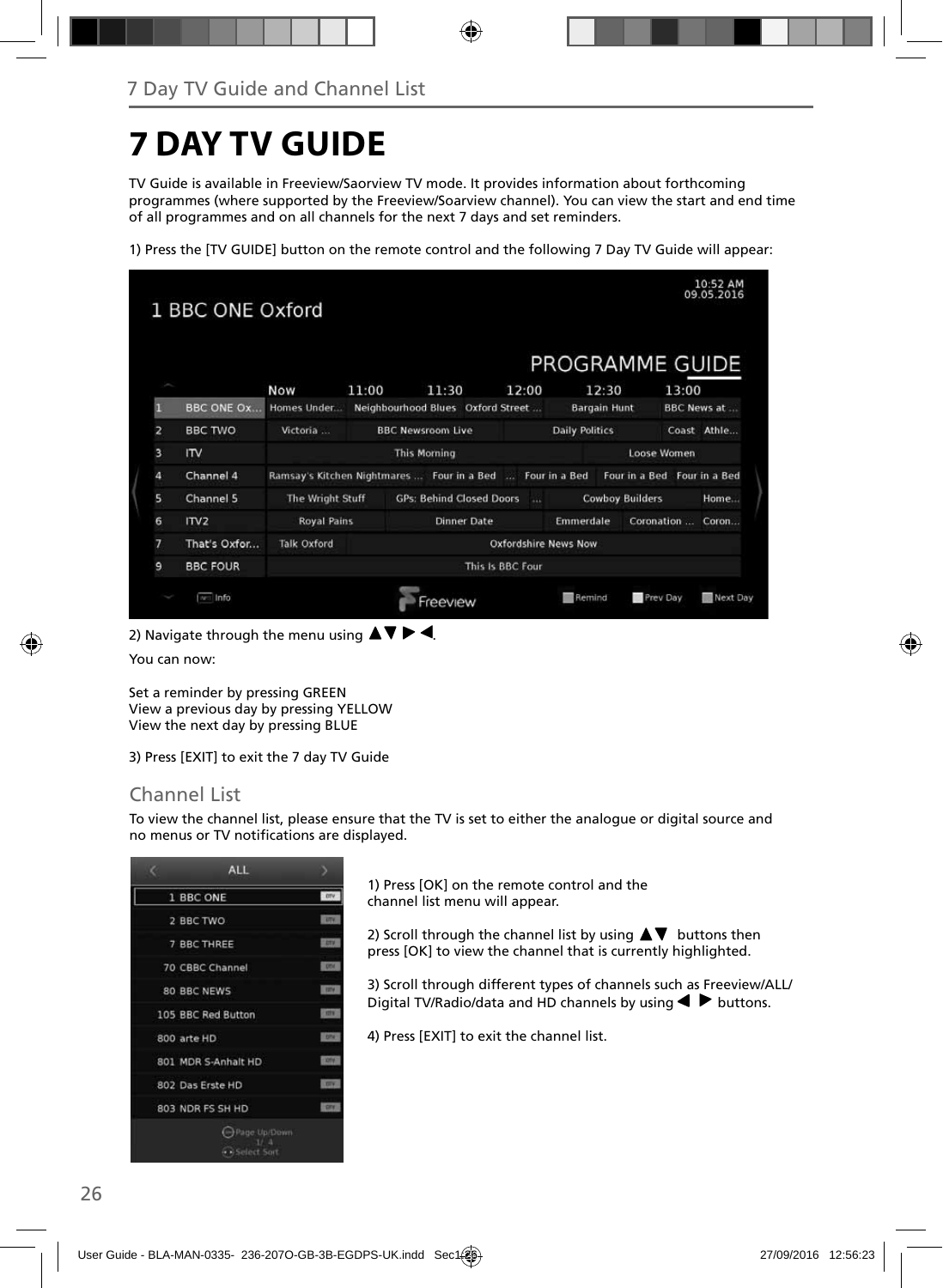# 7 DAY TV GUIDE

TV Guide is available in Freeview/Saorview TV mode. It provides information about forthcoming programmes (where supported by the Freeview/Soarview channel). You can view the start and end time of all programmes and on all channels for the next 7 days and set reminders.

1) Press the [TV GUIDE] button on the remote control and the following 7 Day TV Guide will appear:

2) Navigate through the menu using ▲▼ ▶ ◀.

You can now:

Set a reminder by pressing GREEN
View a previous day by pressing YELLOW
View the next day by pressing BLUE

3) Press [EXIT] to exit the 7 day TV Guide

## Channel List

To view the channel list, please ensure that the TV is set to either the analogue or digital source and no menus or TV notifications are displayed.

1) Press [OK] on the remote control and the channel list menu will appear.

2) Scroll through the channel list by using ▲▼ buttons then press [OK] to view the channel that is currently highlighted.

3) Scroll through different types of channels such as Freeview/ALL/ Digital TV/Radio/data and HD channels by using ◀ ▶ buttons.

4) Press [EXIT] to exit the channel list.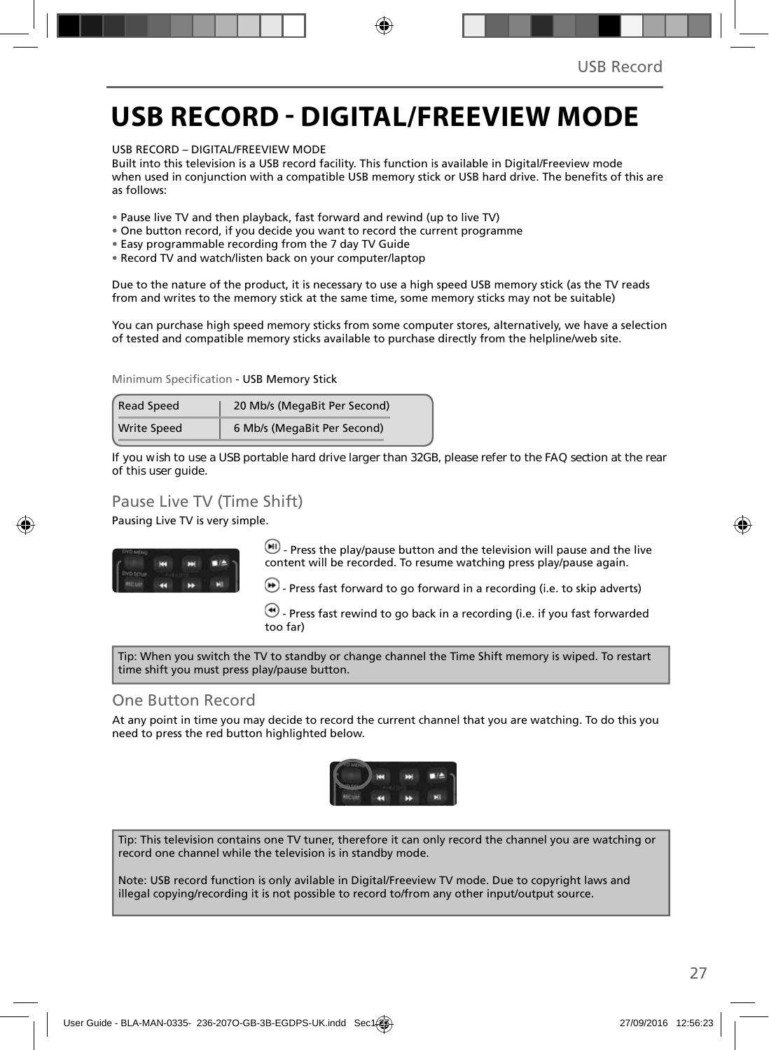# USB RECORD - DIGITAL/FREEVIEW MODE

USB RECORD – DIGITAL/FREEVIEW MODE
Built into this television is a USB record facility. This function is available in Digital/Freeview mode when used in conjunction with a compatible USB memory stick or USB hard drive. The benefits of this are as follows:

- Pause live TV and then playback, fast forward and rewind (up to live TV)
- One button record, if you decide you want to record the current programme
- Easy programmable recording from the 7 day TV Guide
- Record TV and watch/listen back on your computer/laptop

Due to the nature of the product, it is necessary to use a high speed USB memory stick (as the TV reads from and writes to the memory stick at the same time, some memory sticks may not be suitable)

You can purchase high speed memory sticks from some computer stores, alternatively, we have a selection of tested and compatible memory sticks available to purchase directly from the helpline/web site.

Minimum Specification - USB Memory Stick

| Read Speed | 20 Mb/s (MegaBit Per Second) |
|---|---|
| Write Speed | 6 Mb/s (MegaBit Per Second) |

If you wish to use a USB portable hard drive larger than 32GB, please refer to the FAQ section at the rear of this user guide.

## Pause Live TV (Time Shift)

Pausing Live TV is very simple.

- Press the play/pause button and the television will pause and the live content will be recorded. To resume watching press play/pause again.

- Press fast forward to go forward in a recording (i.e. to skip adverts)

- Press fast rewind to go back in a recording (i.e. if you fast forwarded too far)

Tip: When you switch the TV to standby or change channel the Time Shift memory is wiped. To restart time shift you must press play/pause button.

## One Button Record

At any point in time you may decide to record the current channel that you are watching. To do this you need to press the red button highlighted below.

Tip: This television contains one TV tuner, therefore it can only record the channel you are watching or record one channel while the television is in standby mode.

Note: USB record function is only avilable in Digital/Freeview TV mode. Due to copyright laws and illegal copying/recording it is not possible to record to/from any other input/output source.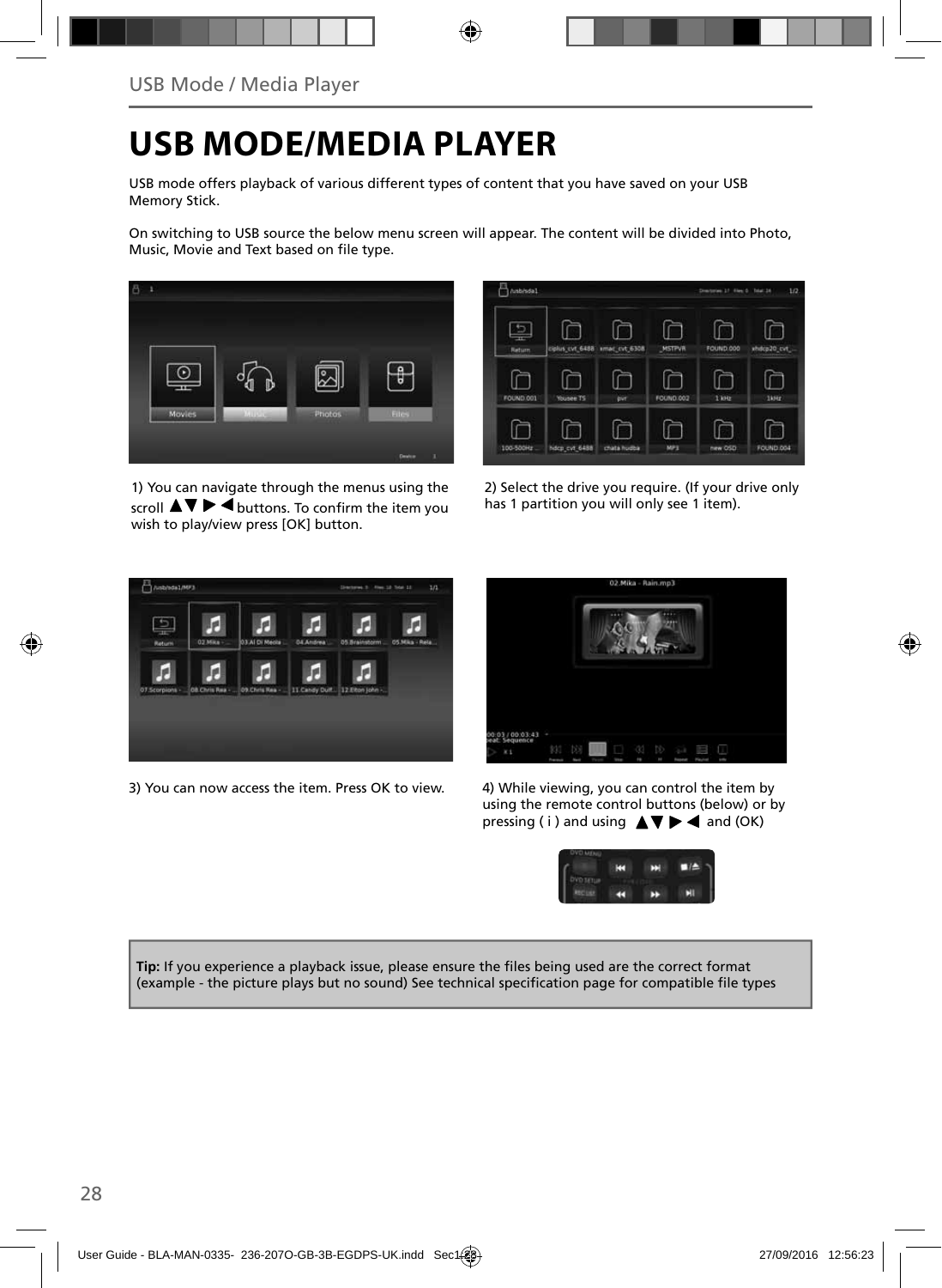# USB MODE/MEDIA PLAYER

USB mode offers playback of various different types of content that you have saved on your USB Memory Stick.

On switching to USB source the below menu screen will appear. The content will be divided into Photo, Music, Movie and Text based on file type.

1) You can navigate through the menus using the scroll ▲▼ ▶ ◀ buttons. To confirm the item you wish to play/view press [OK] button.

2) Select the drive you require. (If your drive only has 1 partition you will only see 1 item).

3) You can now access the item. Press OK to view.

4) While viewing, you can control the item by using the remote control buttons (below) or by pressing ( i ) and using ▲▼ ▶ ◀ and (OK)

**Tip:** If you experience a playback issue, please ensure the files being used are the correct format (example - the picture plays but no sound) See technical specification page for compatible file types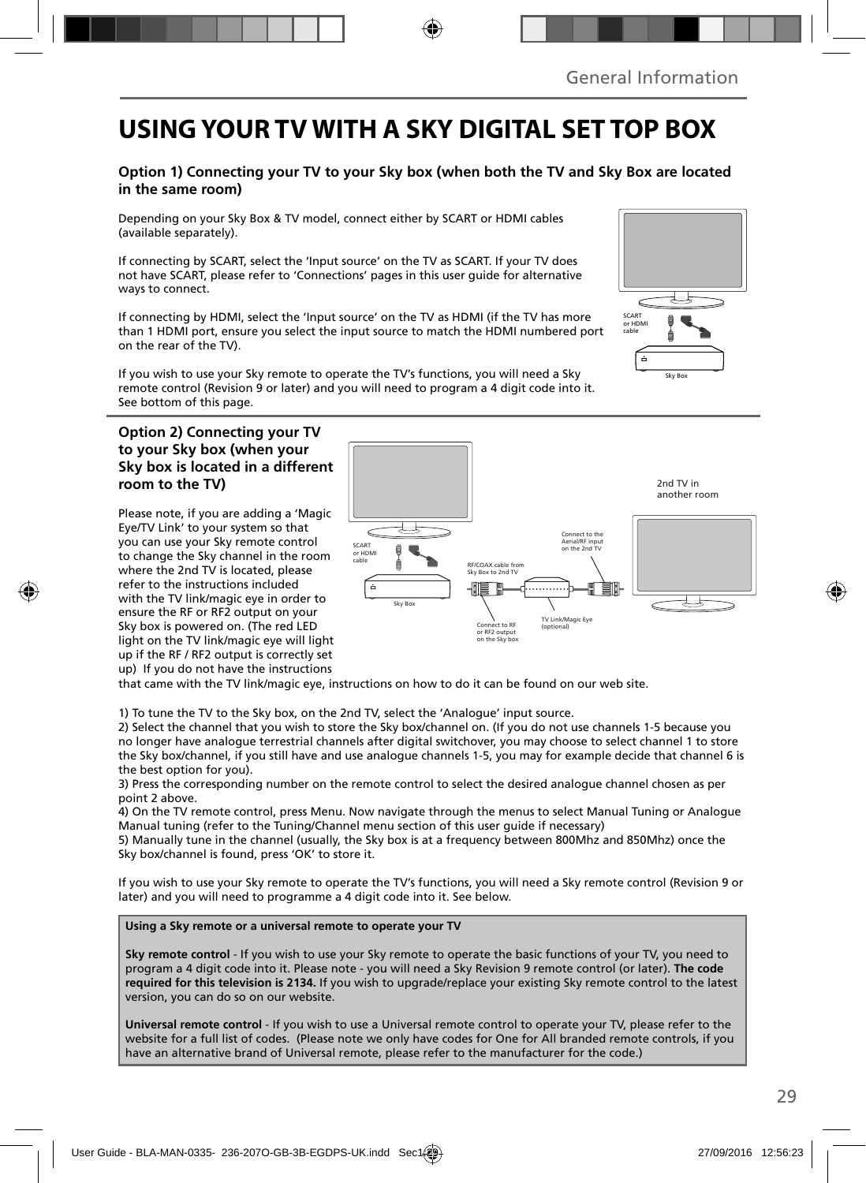# USING YOUR TV WITH A SKY DIGITAL SET TOP BOX

### Option 1) Connecting your TV to your Sky box (when both the TV and Sky Box are located in the same room)

Depending on your Sky Box & TV model, connect either by SCART or HDMI cables (available separately).

If connecting by SCART, select the 'Input source' on the TV as SCART. If your TV does not have SCART, please refer to 'Connections' pages in this user guide for alternative ways to connect.

If connecting by HDMI, select the 'Input source' on the TV as HDMI (if the TV has more than 1 HDMI port, ensure you select the input source to match the HDMI numbered port on the rear of the TV).

If you wish to use your Sky remote to operate the TV's functions, you will need a Sky remote control (Revision 9 or later) and you will need to program a 4 digit code into it. See bottom of this page.

SCART or HDMI cable

Sky Box

### Option 2) Connecting your TV to your Sky box (when your Sky box is located in a different room to the TV)

SCART or HDMI cable

Sky Box

RF/COAX cable from Sky Box to 2nd TV

Connect to the Aerial/RF input on the 2nd TV

2nd TV in another room

Connect to RF or RF2 output on the Sky box

TV Link/Magic Eye (optional)

Please note, if you are adding a 'Magic Eye/TV Link' to your system so that you can use your Sky remote control to change the Sky channel in the room where the 2nd TV is located, please refer to the instructions included with the TV link/magic eye in order to ensure the RF or RF2 output on your Sky box is powered on. (The red LED light on the TV link/magic eye will light up if the RF / RF2 output is correctly set up) If you do not have the instructions that came with the TV link/magic eye, instructions on how to do it can be found on our web site.

1) To tune the TV to the Sky box, on the 2nd TV, select the 'Analogue' input source.
2) Select the channel that you wish to store the Sky box/channel on. (If you do not use channels 1-5 because you no longer have analogue terrestrial channels after digital switchover, you may choose to select channel 1 to store the Sky box/channel, if you still have and use analogue channels 1-5, you may for example decide that channel 6 is the best option for you).
3) Press the corresponding number on the remote control to select the desired analogue channel chosen as per point 2 above.
4) On the TV remote control, press Menu. Now navigate through the menus to select Manual Tuning or Analogue Manual tuning (refer to the Tuning/Channel menu section of this user guide if necessary)
5) Manually tune in the channel (usually, the Sky box is at a frequency between 800Mhz and 850Mhz) once the Sky box/channel is found, press 'OK' to store it.

If you wish to use your Sky remote to operate the TV's functions, you will need a Sky remote control (Revision 9 or later) and you will need to programme a 4 digit code into it. See below.

**Using a Sky remote or a universal remote to operate your TV**

**Sky remote control** - If you wish to use your Sky remote to operate the basic functions of your TV, you need to program a 4 digit code into it. Please note - you will need a Sky Revision 9 remote control (or later). **The code required for this television is 2134.** If you wish to upgrade/replace your existing Sky remote control to the latest version, you can do so on our website.

**Universal remote control** - If you wish to use a Universal remote control to operate your TV, please refer to the website for a full list of codes. (Please note we only have codes for One for All branded remote controls, if you have an alternative brand of Universal remote, please refer to the manufacturer for the code.)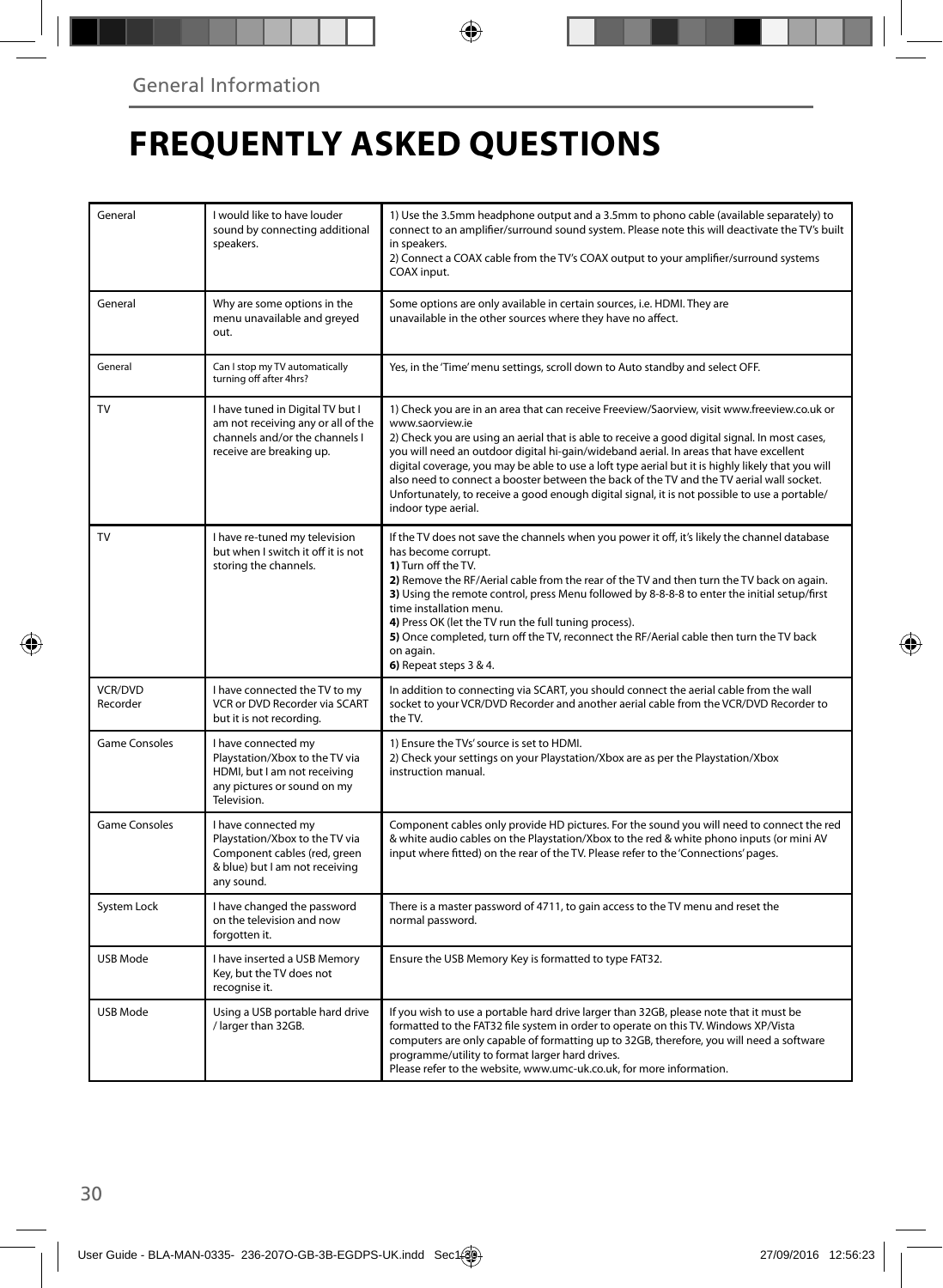General Information

# FREQUENTLY ASKED QUESTIONS

| | | |
|---|---|---|
| General | I would like to have louder sound by connecting additional speakers. | 1) Use the 3.5mm headphone output and a 3.5mm to phono cable (available separately) to connect to an amplifier/surround sound system. Please note this will deactivate the TV's built in speakers.<br>2) Connect a COAX cable from the TV's COAX output to your amplifier/surround systems COAX input. |
| General | Why are some options in the menu unavailable and greyed out. | Some options are only available in certain sources, i.e. HDMI. They are unavailable in the other sources where they have no affect. |
| General | Can I stop my TV automatically turning off after 4hrs? | Yes, in the 'Time' menu settings, scroll down to Auto standby and select OFF. |
| TV | I have tuned in Digital TV but I am not receiving any or all of the channels and/or the channels I receive are breaking up. | 1) Check you are in an area that can receive Freeview/Saorview, visit www.freeview.co.uk or www.saorview.ie<br>2) Check you are using an aerial that is able to receive a good digital signal. In most cases, you will need an outdoor digital hi-gain/wideband aerial. In areas that have excellent digital coverage, you may be able to use a loft type aerial but it is highly likely that you will also need to connect a booster between the back of the TV and the TV aerial wall socket. Unfortunately, to receive a good enough digital signal, it is not possible to use a portable/ indoor type aerial. |
| TV | I have re-tuned my television but when I switch it off it is not storing the channels. | If the TV does not save the channels when you power it off, it's likely the channel database has become corrupt.<br>**1)** Turn off the TV.<br>**2)** Remove the RF/Aerial cable from the rear of the TV and then turn the TV back on again.<br>**3)** Using the remote control, press Menu followed by 8-8-8-8 to enter the initial setup/first time installation menu.<br>**4)** Press OK (let the TV run the full tuning process).<br>**5)** Once completed, turn off the TV, reconnect the RF/Aerial cable then turn the TV back on again.<br>**6)** Repeat steps 3 & 4. |
| VCR/DVD Recorder | I have connected the TV to my VCR or DVD Recorder via SCART but it is not recording. | In addition to connecting via SCART, you should connect the aerial cable from the wall socket to your VCR/DVD Recorder and another aerial cable from the VCR/DVD Recorder to the TV. |
| Game Consoles | I have connected my Playstation/Xbox to the TV via HDMI, but I am not receiving any pictures or sound on my Television. | 1) Ensure the TVs' source is set to HDMI.<br>2) Check your settings on your Playstation/Xbox are as per the Playstation/Xbox instruction manual. |
| Game Consoles | I have connected my Playstation/Xbox to the TV via Component cables (red, green & blue) but I am not receiving any sound. | Component cables only provide HD pictures. For the sound you will need to connect the red & white audio cables on the Playstation/Xbox to the red & white phono inputs (or mini AV input where fitted) on the rear of the TV. Please refer to the 'Connections' pages. |
| System Lock | I have changed the password on the television and now forgotten it. | There is a master password of 4711, to gain access to the TV menu and reset the normal password. |
| USB Mode | I have inserted a USB Memory Key, but the TV does not recognise it. | Ensure the USB Memory Key is formatted to type FAT32. |
| USB Mode | Using a USB portable hard drive / larger than 32GB. | If you wish to use a portable hard drive larger than 32GB, please note that it must be formatted to the FAT32 file system in order to operate on this TV. Windows XP/Vista computers are only capable of formatting up to 32GB, therefore, you will need a software programme/utility to format larger hard drives.<br>Please refer to the website, www.umc-uk.co.uk, for more information. |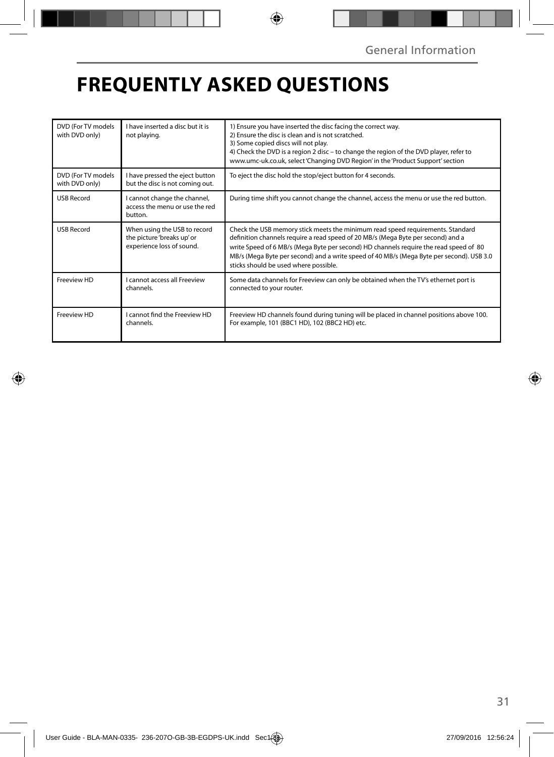# FREQUENTLY ASKED QUESTIONS

| | | |
|---|---|---|
| DVD (For TV models with DVD only) | I have inserted a disc but it is not playing. | 1) Ensure you have inserted the disc facing the correct way.<br>2) Ensure the disc is clean and is not scratched.<br>3) Some copied discs will not play.<br>4) Check the DVD is a region 2 disc – to change the region of the DVD player, refer to www.umc-uk.co.uk, select 'Changing DVD Region' in the 'Product Support' section |
| DVD (For TV models with DVD only) | I have pressed the eject button but the disc is not coming out. | To eject the disc hold the stop/eject button for 4 seconds. |
| USB Record | I cannot change the channel, access the menu or use the red button. | During time shift you cannot change the channel, access the menu or use the red button. |
| USB Record | When using the USB to record the picture 'breaks up' or experience loss of sound. | Check the USB memory stick meets the minimum read speed requirements. Standard definition channels require a read speed of 20 MB/s (Mega Byte per second) and a write Speed of 6 MB/s (Mega Byte per second) HD channels require the read speed of 80 MB/s (Mega Byte per second) and a write speed of 40 MB/s (Mega Byte per second). USB 3.0 sticks should be used where possible. |
| Freeview HD | I cannot access all Freeview channels. | Some data channels for Freeview can only be obtained when the TV's ethernet port is connected to your router. |
| Freeview HD | I cannot find the Freeview HD channels. | Freeview HD channels found during tuning will be placed in channel positions above 100. For example, 101 (BBC1 HD), 102 (BBC2 HD) etc. |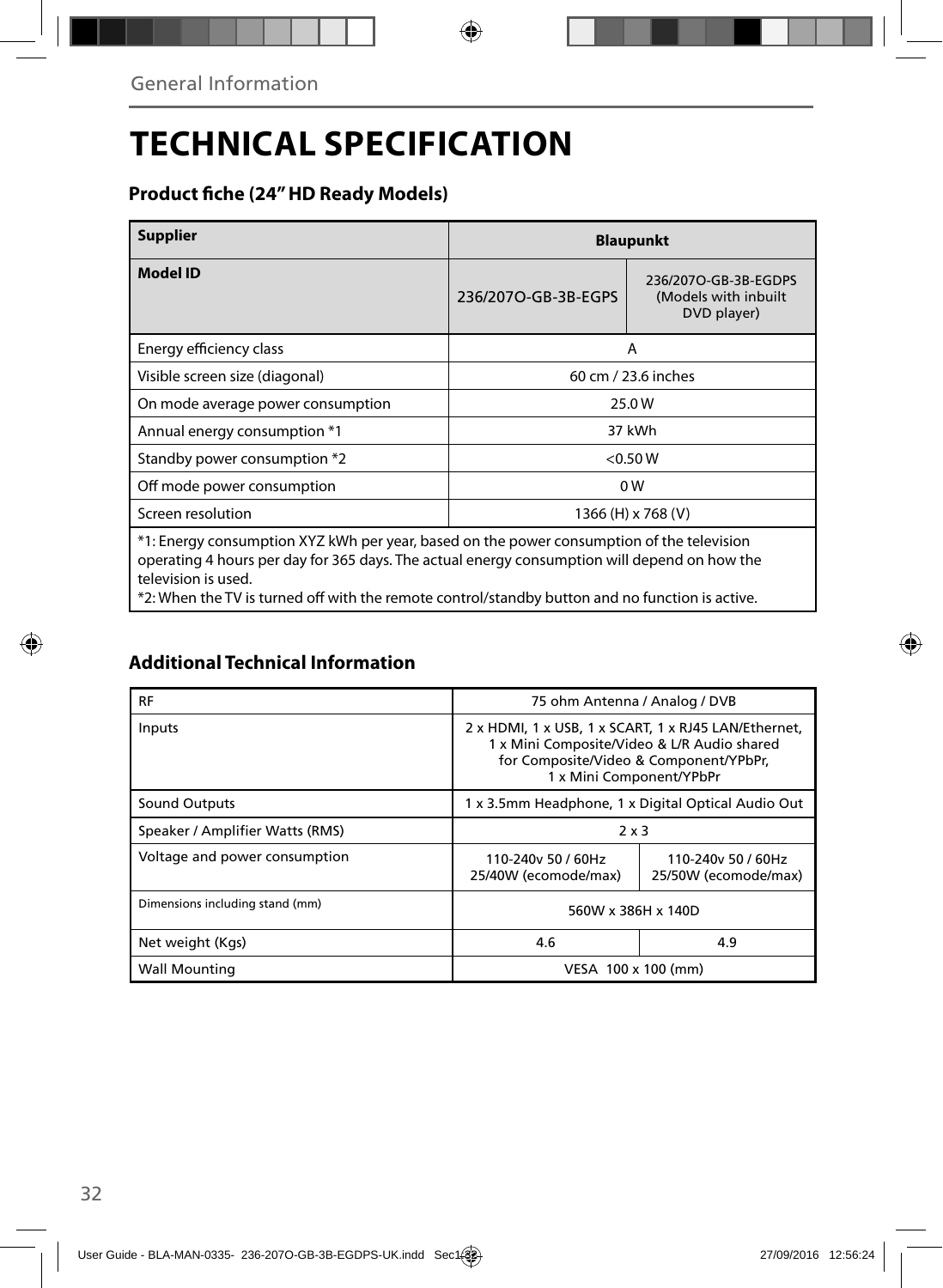General Information

# TECHNICAL SPECIFICATION

### Product fiche (24" HD Ready Models)

| **Supplier** | **Blaupunkt** | |
|---|---|---|
| **Model ID** | 236/207O-GB-3B-EGPS | 236/207O-GB-3B-EGDPS (Models with inbuilt DVD player) |
| Energy efficiency class | A | |
| Visible screen size (diagonal) | 60 cm / 23.6 inches | |
| On mode average power consumption | 25.0 W | |
| Annual energy consumption *1 | 37 kWh | |
| Standby power consumption *2 | <0.50 W | |
| Off mode power consumption | 0 W | |
| Screen resolution | 1366 (H) x 768 (V) | |

*1: Energy consumption XYZ kWh per year, based on the power consumption of the television operating 4 hours per day for 365 days. The actual energy consumption will depend on how the television is used.
*2: When the TV is turned off with the remote control/standby button and no function is active.

### Additional Technical Information

| RF | 75 ohm Antenna / Analog / DVB | |
|---|---|---|
| Inputs | 2 x HDMI, 1 x USB, 1 x SCART, 1 x RJ45 LAN/Ethernet, 1 x Mini Composite/Video & L/R Audio shared for Composite/Video & Component/YPbPr, 1 x Mini Component/YPbPr | |
| Sound Outputs | 1 x 3.5mm Headphone, 1 x Digital Optical Audio Out | |
| Speaker / Amplifier Watts (RMS) | 2 x 3 | |
| Voltage and power consumption | 110-240v 50 / 60Hz 25/40W (ecomode/max) | 110-240v 50 / 60Hz 25/50W (ecomode/max) |
| Dimensions including stand (mm) | 560W x 386H x 140D | |
| Net weight (Kgs) | 4.6 | 4.9 |
| Wall Mounting | VESA 100 x 100 (mm) | |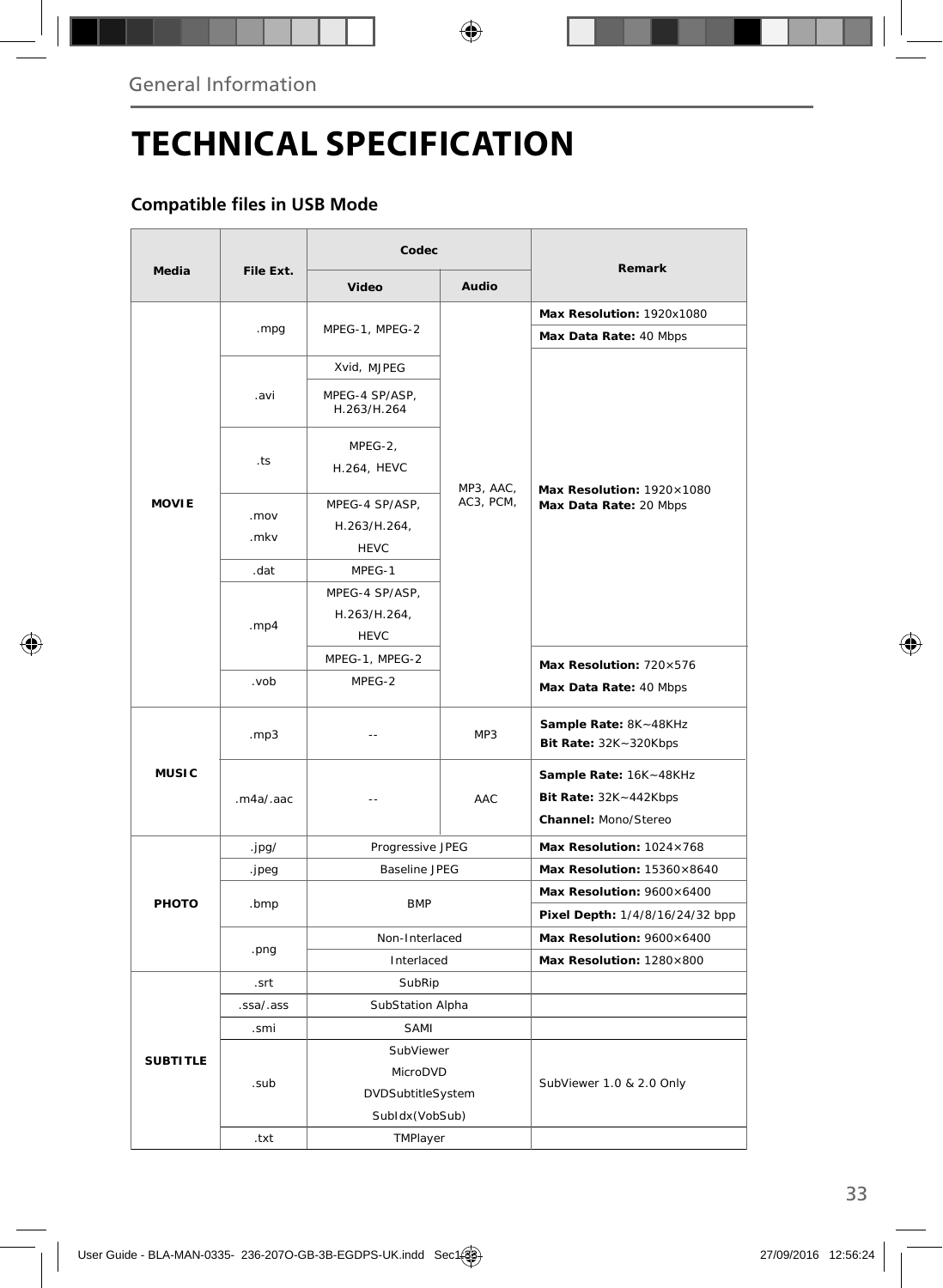# TECHNICAL SPECIFICATION

## Compatible files in USB Mode

| Media | File Ext. | Codec | | Remark |
|---|---|---|---|---|
| | | Video | Audio | |
| MOVIE | .mpg | MPEG-1, MPEG-2 | MP3, AAC, AC3, PCM, | **Max Resolution:** 1920x1080 **Max Data Rate:** 40 Mbps |
| | .avi | Xvid, MJPEG | | **Max Resolution:** 1920×1080 **Max Data Rate:** 20 Mbps |
| | | MPEG-4 SP/ASP, H.263/H.264 | | |
| | .ts | MPEG-2, H.264, HEVC | | |
| | .mov .mkv | MPEG-4 SP/ASP, H.263/H.264, HEVC | | |
| | .dat | MPEG-1 | | |
| | .mp4 | MPEG-4 SP/ASP, H.263/H.264, HEVC | | |
| | | MPEG-1, MPEG-2 | | **Max Resolution:** 720×576 **Max Data Rate:** 40 Mbps |
| | .vob | MPEG-2 | | |
| MUSIC | .mp3 | -- | MP3 | **Sample Rate:** 8K~48KHz **Bit Rate:** 32K~320Kbps |
| | .m4a/.aac | -- | AAC | **Sample Rate:** 16K~48KHz **Bit Rate:** 32K~442Kbps **Channel:** Mono/Stereo |
| PHOTO | .jpg/ | Progressive JPEG | | **Max Resolution:** 1024×768 |
| | .jpeg | Baseline JPEG | | **Max Resolution:** 15360×8640 |
| | .bmp | BMP | | **Max Resolution:** 9600×6400 **Pixel Depth:** 1/4/8/16/24/32 bpp |
| | .png | Non-Interlaced | | **Max Resolution:** 9600×6400 |
| | | Interlaced | | **Max Resolution:** 1280×800 |
| SUBTITLE | .srt | SubRip | | |
| | .ssa/.ass | SubStation Alpha | | |
| | .smi | SAMI | | |
| | .sub | SubViewer MicroDVD DVDSubtitleSystem SubIdx(VobSub) | | SubViewer 1.0 & 2.0 Only |
| | .txt | TMPlayer | | |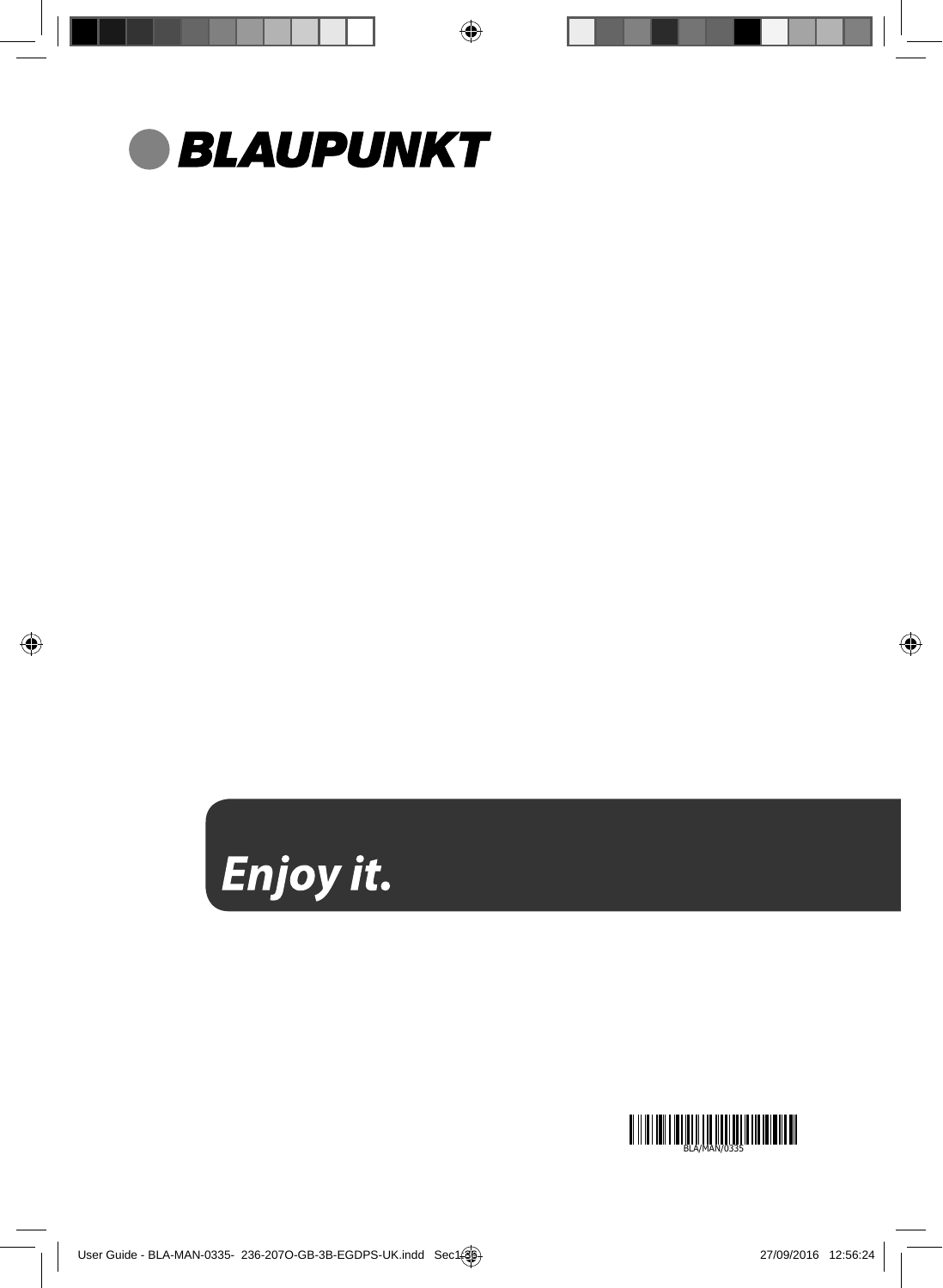BLAUPUNKT

**Enjoy it.**

BLA/MAN/0335